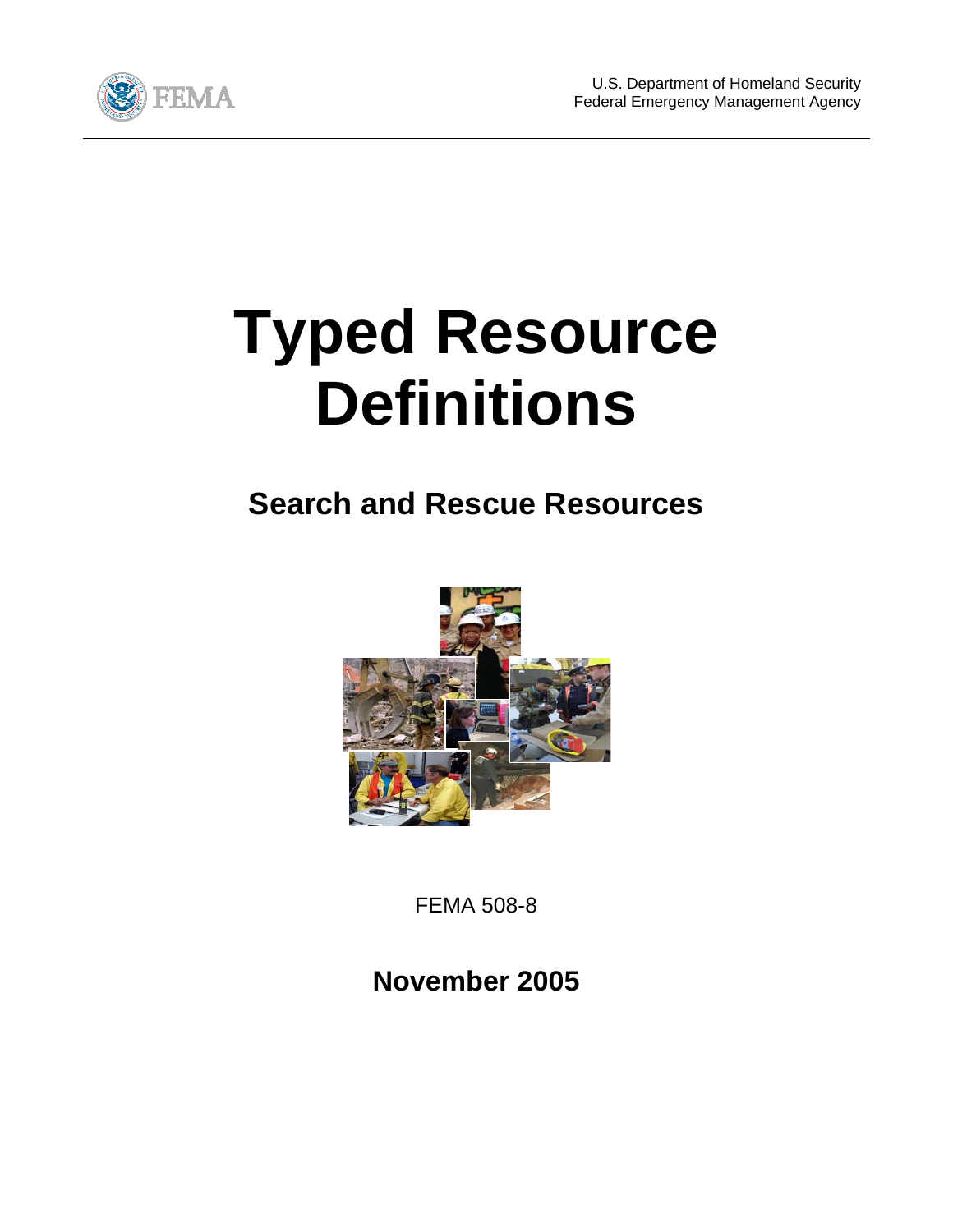U.S. Department of Homeland Security
Federal Emergency Management Agency

# Typed Resource Definitions

## Search and Rescue Resources

FEMA 508-8

**November 2005**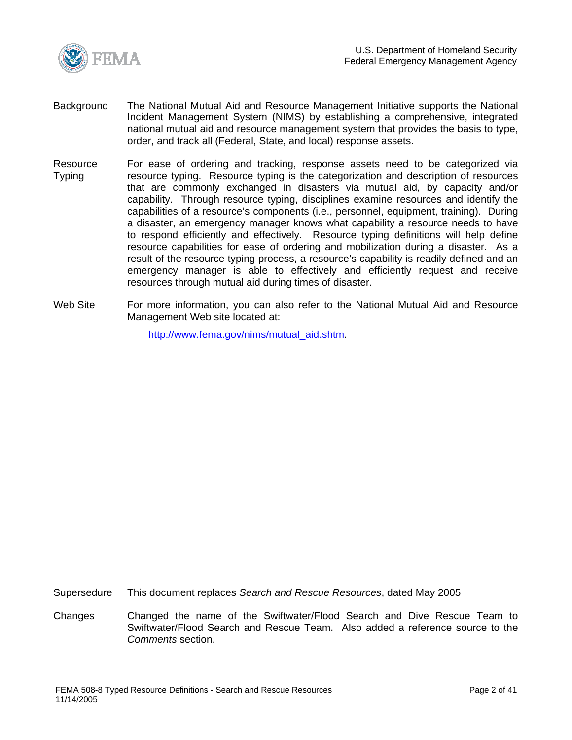**Background** The National Mutual Aid and Resource Management Initiative supports the National Incident Management System (NIMS) by establishing a comprehensive, integrated national mutual aid and resource management system that provides the basis to type, order, and track all (Federal, State, and local) response assets.

**Resource Typing** For ease of ordering and tracking, response assets need to be categorized via resource typing. Resource typing is the categorization and description of resources that are commonly exchanged in disasters via mutual aid, by capacity and/or capability. Through resource typing, disciplines examine resources and identify the capabilities of a resource's components (i.e., personnel, equipment, training). During a disaster, an emergency manager knows what capability a resource needs to have to respond efficiently and effectively. Resource typing definitions will help define resource capabilities for ease of ordering and mobilization during a disaster. As a result of the resource typing process, a resource's capability is readily defined and an emergency manager is able to effectively and efficiently request and receive resources through mutual aid during times of disaster.

**Web Site** For more information, you can also refer to the National Mutual Aid and Resource Management Web site located at:

http://www.fema.gov/nims/mutual_aid.shtm.

**Supersedure** This document replaces *Search and Rescue Resources*, dated May 2005

**Changes** Changed the name of the Swiftwater/Flood Search and Dive Rescue Team to Swiftwater/Flood Search and Rescue Team. Also added a reference source to the *Comments* section.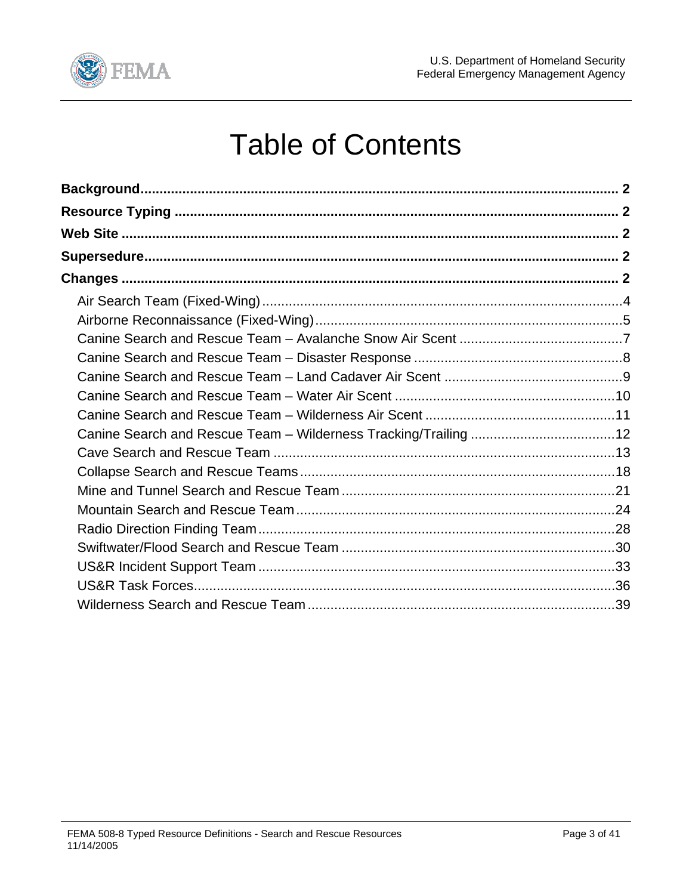# Table of Contents

**Background** .......... 2

**Resource Typing** .......... 2

**Web Site** .......... 2

**Supersedure** .......... 2

**Changes** .......... 2

- Air Search Team (Fixed-Wing) .......... 4
- Airborne Reconnaissance (Fixed-Wing) .......... 5
- Canine Search and Rescue Team – Avalanche Snow Air Scent .......... 7
- Canine Search and Rescue Team – Disaster Response .......... 8
- Canine Search and Rescue Team – Land Cadaver Air Scent .......... 9
- Canine Search and Rescue Team – Water Air Scent .......... 10
- Canine Search and Rescue Team – Wilderness Air Scent .......... 11
- Canine Search and Rescue Team – Wilderness Tracking/Trailing .......... 12
- Cave Search and Rescue Team .......... 13
- Collapse Search and Rescue Teams .......... 18
- Mine and Tunnel Search and Rescue Team .......... 21
- Mountain Search and Rescue Team .......... 24
- Radio Direction Finding Team .......... 28
- Swiftwater/Flood Search and Rescue Team .......... 30
- US&R Incident Support Team .......... 33
- US&R Task Forces .......... 36
- Wilderness Search and Rescue Team .......... 39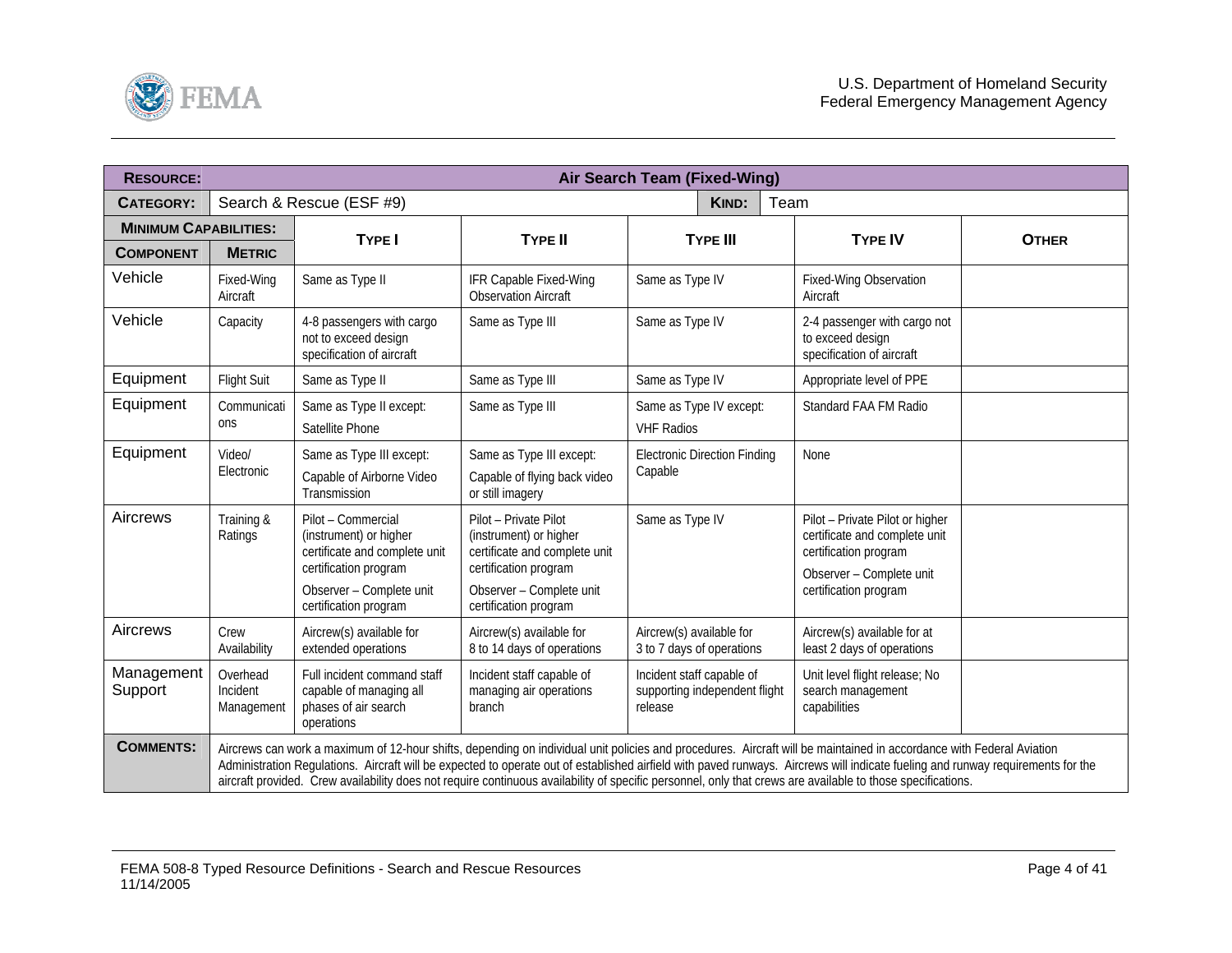| **RESOURCE:** | | **Air Search Team (Fixed-Wing)** | | | | |
|---|---|---|---|---|---|---|
| **CATEGORY:** | | Search & Rescue (ESF #9) | | **KIND:** | Team | |
| **MINIMUM CAPABILITIES:** | | | | | | |
| **COMPONENT** | **METRIC** | **TYPE I** | **TYPE II** | **TYPE III** | **TYPE IV** | **OTHER** |
| Vehicle | Fixed-Wing Aircraft | Same as Type II | IFR Capable Fixed-Wing Observation Aircraft | Same as Type IV | Fixed-Wing Observation Aircraft | |
| Vehicle | Capacity | 4-8 passengers with cargo not to exceed design specification of aircraft | Same as Type III | Same as Type IV | 2-4 passenger with cargo not to exceed design specification of aircraft | |
| Equipment | Flight Suit | Same as Type II | Same as Type III | Same as Type IV | Appropriate level of PPE | |
| Equipment | Communications | Same as Type II except: Satellite Phone | Same as Type III | Same as Type IV except: VHF Radios | Standard FAA FM Radio | |
| Equipment | Video/ Electronic | Same as Type III except: Capable of Airborne Video Transmission | Same as Type III except: Capable of flying back video or still imagery | Electronic Direction Finding Capable | None | |
| Aircrews | Training & Ratings | Pilot – Commercial (instrument) or higher certificate and complete unit certification program<br>Observer – Complete unit certification program | Pilot – Private Pilot (instrument) or higher certificate and complete unit certification program<br>Observer – Complete unit certification program | Same as Type IV | Pilot – Private Pilot or higher certificate and complete unit certification program<br>Observer – Complete unit certification program | |
| Aircrews | Crew Availability | Aircrew(s) available for extended operations | Aircrew(s) available for 8 to 14 days of operations | Aircrew(s) available for 3 to 7 days of operations | Aircrew(s) available for at least 2 days of operations | |
| Management Support | Overhead Incident Management | Full incident command staff capable of managing all phases of air search operations | Incident staff capable of managing air operations branch | Incident staff capable of supporting independent flight release | Unit level flight release; No search management capabilities | |
| **COMMENTS:** | Aircrews can work a maximum of 12-hour shifts, depending on individual unit policies and procedures. Aircraft will be maintained in accordance with Federal Aviation Administration Regulations. Aircraft will be expected to operate out of established airfield with paved runways. Aircrews will indicate fueling and runway requirements for the aircraft provided. Crew availability does not require continuous availability of specific personnel, only that crews are available to those specifications. | | | | | |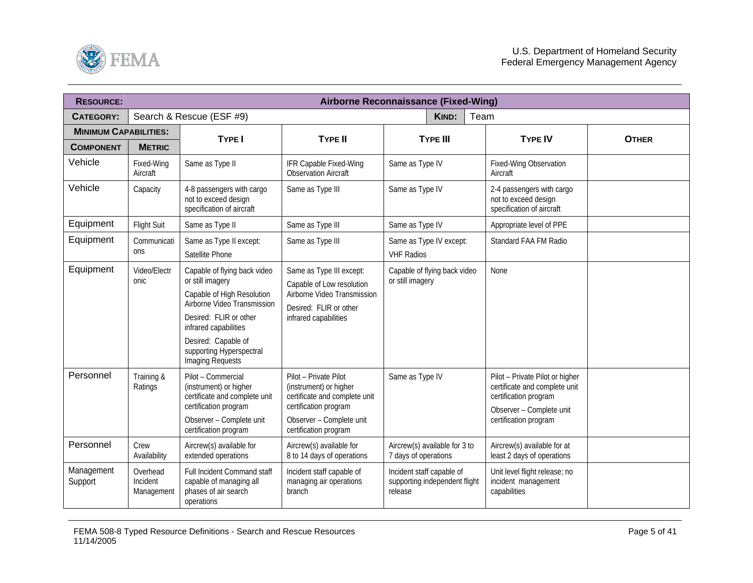| **RESOURCE:** | | **Airborne Reconnaissance (Fixed-Wing)** | | | | |
|---|---|---|---|---|---|---|
| **CATEGORY:** | Search & Rescue (ESF #9) | | | **KIND:** Team | | |
| **MINIMUM CAPABILITIES:** | | **TYPE I** | **TYPE II** | **TYPE III** | **TYPE IV** | **OTHER** |
| **COMPONENT** | **METRIC** | | | | | |
| Vehicle | Fixed-Wing Aircraft | Same as Type II | IFR Capable Fixed-Wing Observation Aircraft | Same as Type IV | Fixed-Wing Observation Aircraft | |
| Vehicle | Capacity | 4-8 passengers with cargo not to exceed design specification of aircraft | Same as Type III | Same as Type IV | 2-4 passengers with cargo not to exceed design specification of aircraft | |
| Equipment | Flight Suit | Same as Type II | Same as Type III | Same as Type IV | Appropriate level of PPE | |
| Equipment | Communications | Same as Type II except:<br>Satellite Phone | Same as Type III | Same as Type IV except:<br>VHF Radios | Standard FAA FM Radio | |
| Equipment | Video/Electronic | Capable of flying back video or still imagery<br>Capable of High Resolution Airborne Video Transmission<br>Desired: FLIR or other infrared capabilities<br>Desired: Capable of supporting Hyperspectral Imaging Requests | Same as Type III except:<br>Capable of Low resolution Airborne Video Transmission<br>Desired: FLIR or other infrared capabilities | Capable of flying back video or still imagery | None | |
| Personnel | Training & Ratings | Pilot – Commercial (instrument) or higher certificate and complete unit certification program<br>Observer – Complete unit certification program | Pilot – Private Pilot (instrument) or higher certificate and complete unit certification program<br>Observer – Complete unit certification program | Same as Type IV | Pilot – Private Pilot or higher certificate and complete unit certification program<br>Observer – Complete unit certification program | |
| Personnel | Crew Availability | Aircrew(s) available for extended operations | Aircrew(s) available for 8 to 14 days of operations | Aircrew(s) available for 3 to 7 days of operations | Aircrew(s) available for at least 2 days of operations | |
| Management Support | Overhead Incident Management | Full Incident Command staff capable of managing all phases of air search operations | Incident staff capable of managing air operations branch | Incident staff capable of supporting independent flight release | Unit level flight release; no incident management capabilities | |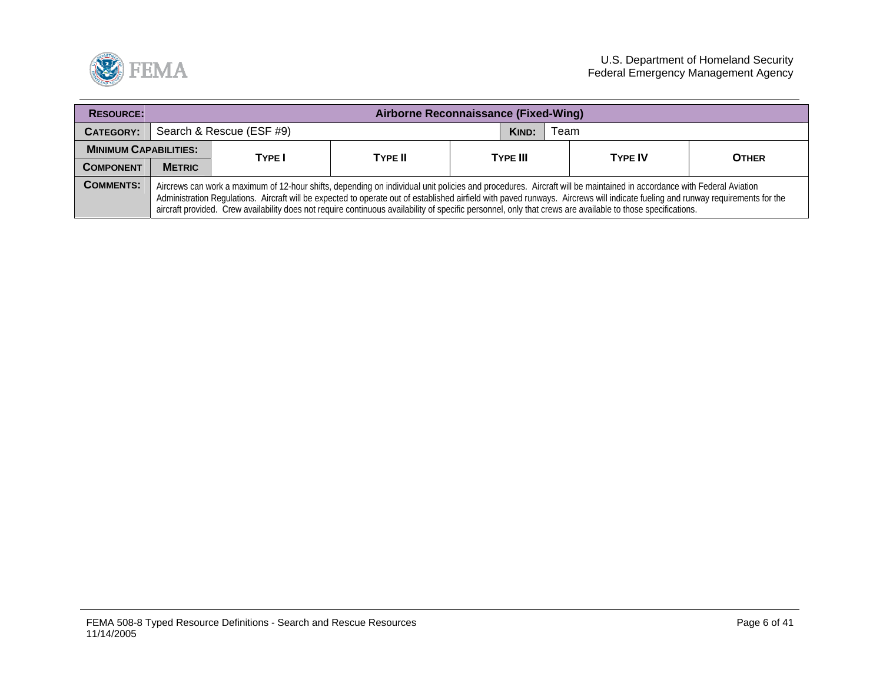| **RESOURCE:** | | **Airborne Reconnaissance (Fixed-Wing)** | | | | |
|---|---|---|---|---|---|---|
| **CATEGORY:** | Search & Rescue (ESF #9) | | | **KIND:** Team | | |
| **MINIMUM CAPABILITIES:** | | **TYPE I** | **TYPE II** | **TYPE III** | **TYPE IV** | **OTHER** |
| **COMPONENT** | **METRIC** | | | | | |
| **COMMENTS:** | Aircrews can work a maximum of 12-hour shifts, depending on individual unit policies and procedures. Aircraft will be maintained in accordance with Federal Aviation Administration Regulations. Aircraft will be expected to operate out of established airfield with paved runways. Aircrews will indicate fueling and runway requirements for the aircraft provided. Crew availability does not require continuous availability of specific personnel, only that crews are available to those specifications. | | | | | |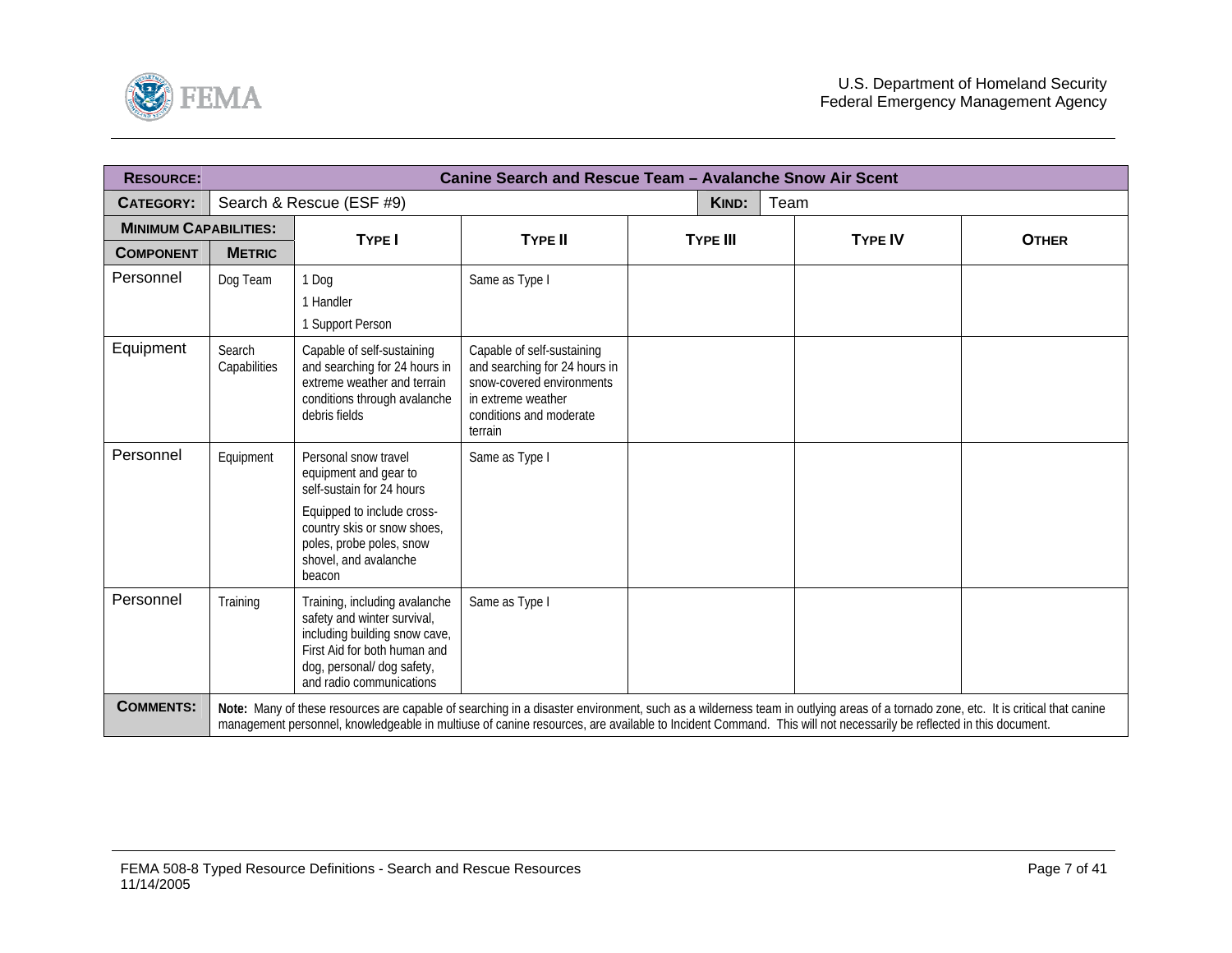| **RESOURCE:** | **Canine Search and Rescue Team – Avalanche Snow Air Scent** | | | | |
|---|---|---|---|---|---|
| **CATEGORY:** | Search & Rescue (ESF #9) | | **KIND:** | Team | |
| **MINIMUM CAPABILITIES:** | | | | | | |

| **COMPONENT** | **METRIC** | **TYPE I** | **TYPE II** | **TYPE III** | **TYPE IV** | **OTHER** |
|---|---|---|---|---|---|---|
| Personnel | Dog Team | 1 Dog<br>1 Handler<br>1 Support Person | Same as Type I | | | |
| Equipment | Search Capabilities | Capable of self-sustaining and searching for 24 hours in extreme weather and terrain conditions through avalanche debris fields | Capable of self-sustaining and searching for 24 hours in snow-covered environments in extreme weather conditions and moderate terrain | | | |
| Personnel | Equipment | Personal snow travel equipment and gear to self-sustain for 24 hours<br>Equipped to include cross-country skis or snow shoes, poles, probe poles, snow shovel, and avalanche beacon | Same as Type I | | | |
| Personnel | Training | Training, including avalanche safety and winter survival, including building snow cave, First Aid for both human and dog, personal/ dog safety, and radio communications | Same as Type I | | | |
| **COMMENTS:** | **Note:** Many of these resources are capable of searching in a disaster environment, such as a wilderness team in outlying areas of a tornado zone, etc. It is critical that canine management personnel, knowledgeable in multiuse of canine resources, are available to Incident Command. This will not necessarily be reflected in this document. | | | | | |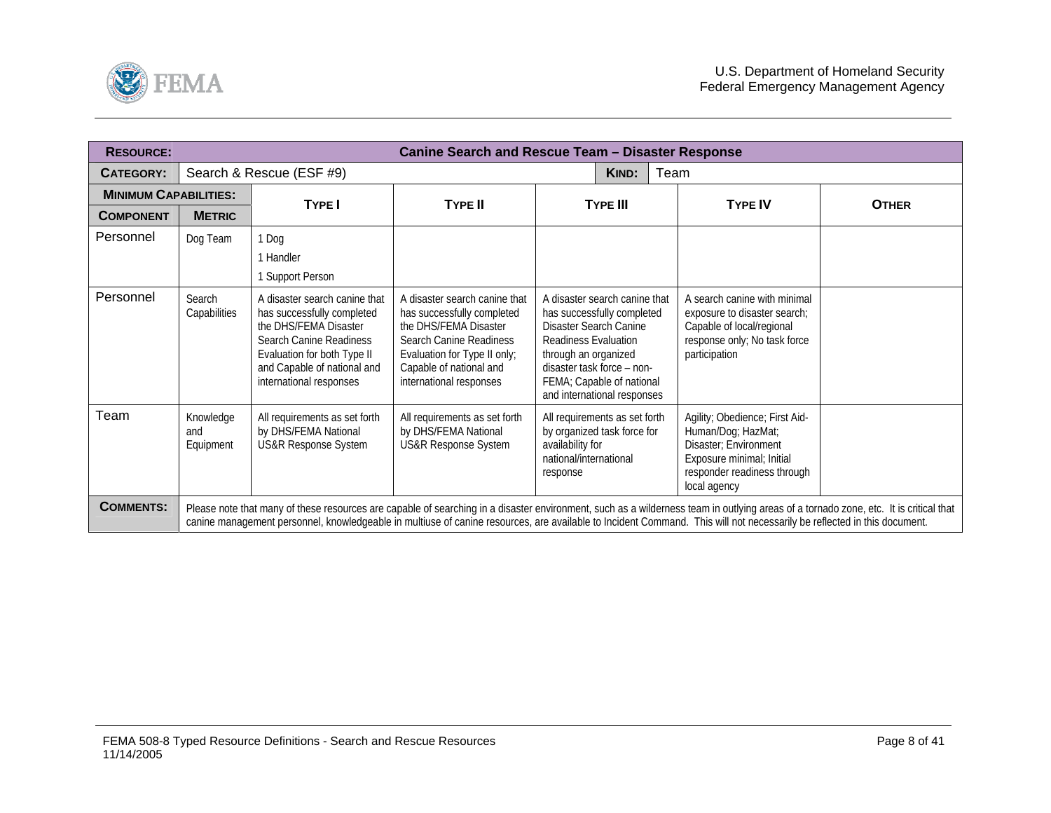| **RESOURCE:** | **Canine Search and Rescue Team – Disaster Response** | | | | | |
|---|---|---|---|---|---|---|
| **CATEGORY:** | Search & Rescue (ESF #9) | | | **KIND:** Team | | |
| **MINIMUM CAPABILITIES:** | | **TYPE I** | **TYPE II** | **TYPE III** | **TYPE IV** | **OTHER** |
| **COMPONENT** | **METRIC** | | | | | |
| Personnel | Dog Team | 1 Dog<br>1 Handler<br>1 Support Person | | | | |
| Personnel | Search Capabilities | A disaster search canine that has successfully completed the DHS/FEMA Disaster Search Canine Readiness Evaluation for both Type II and Capable of national and international responses | A disaster search canine that has successfully completed the DHS/FEMA Disaster Search Canine Readiness Evaluation for Type II only; Capable of national and international responses | A disaster search canine that has successfully completed Disaster Search Canine Readiness Evaluation through an organized disaster task force – non-FEMA; Capable of national and international responses | A search canine with minimal exposure to disaster search; Capable of local/regional response only; No task force participation | |
| Team | Knowledge and Equipment | All requirements as set forth by DHS/FEMA National US&R Response System | All requirements as set forth by DHS/FEMA National US&R Response System | All requirements as set forth by organized task force for availability for national/international response | Agility; Obedience; First Aid-Human/Dog; HazMat; Disaster; Environment Exposure minimal; Initial responder readiness through local agency | |
| **COMMENTS:** | Please note that many of these resources are capable of searching in a disaster environment, such as a wilderness team in outlying areas of a tornado zone, etc. It is critical that canine management personnel, knowledgeable in multiuse of canine resources, are available to Incident Command. This will not necessarily be reflected in this document. | | | | | |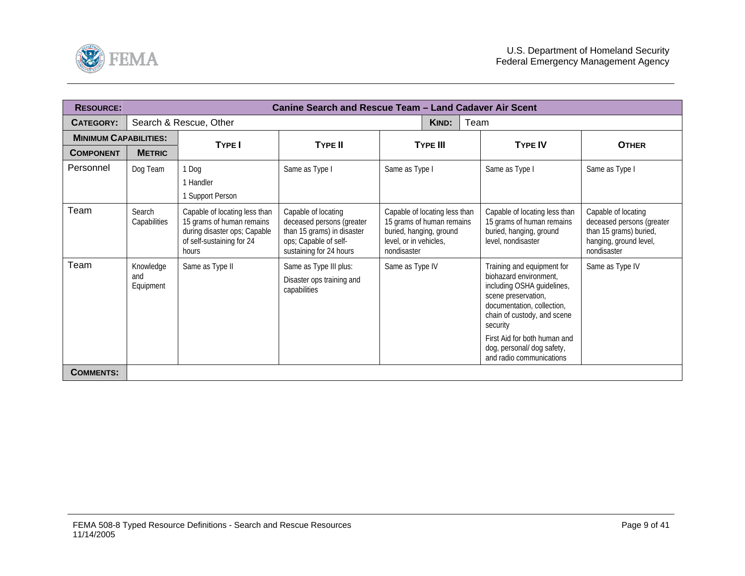| **RESOURCE:** | **Canine Search and Rescue Team – Land Cadaver Air Scent** | | | | | |
|---|---|---|---|---|---|---|
| **CATEGORY:** | Search & Rescue, Other | | | **KIND:** | Team | |
| **MINIMUM CAPABILITIES:** | | **TYPE I** | **TYPE II** | **TYPE III** | **TYPE IV** | **OTHER** |
| **COMPONENT** | **METRIC** | | | | | |
| Personnel | Dog Team | 1 Dog<br>1 Handler<br>1 Support Person | Same as Type I | Same as Type I | Same as Type I | Same as Type I |
| Team | Search Capabilities | Capable of locating less than 15 grams of human remains during disaster ops; Capable of self-sustaining for 24 hours | Capable of locating deceased persons (greater than 15 grams) in disaster ops; Capable of self-sustaining for 24 hours | Capable of locating less than 15 grams of human remains buried, hanging, ground level, or in vehicles, nondisaster | Capable of locating less than 15 grams of human remains buried, hanging, ground level, nondisaster | Capable of locating deceased persons (greater than 15 grams) buried, hanging, ground level, nondisaster |
| Team | Knowledge and Equipment | Same as Type II | Same as Type III plus:<br>Disaster ops training and capabilities | Same as Type IV | Training and equipment for biohazard environment, including OSHA guidelines, scene preservation, documentation, collection, chain of custody, and scene security<br>First Aid for both human and dog, personal/ dog safety, and radio communications | Same as Type IV |
| **COMMENTS:** | | | | | | |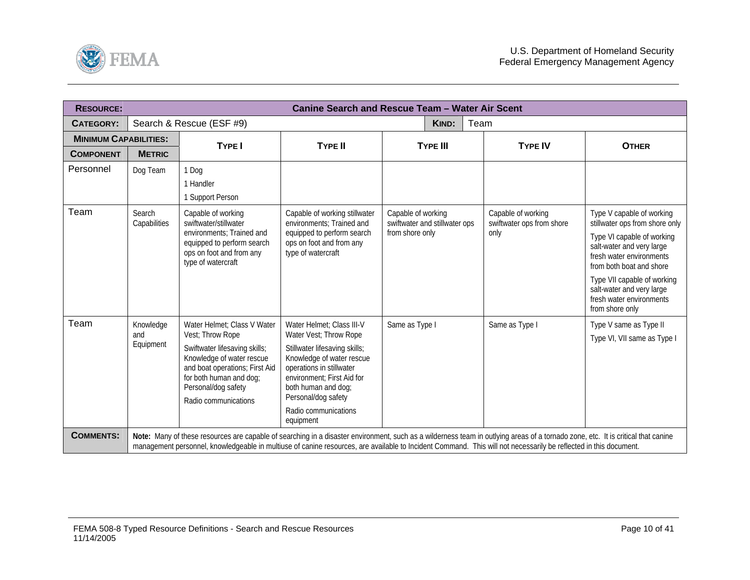| **RESOURCE:** | **Canine Search and Rescue Team – Water Air Scent** | | | | | |
|---|---|---|---|---|---|---|
| **CATEGORY:** | Search & Rescue (ESF #9) | | | **KIND:** | Team | |
| **MINIMUM CAPABILITIES:** | | **TYPE I** | **TYPE II** | **TYPE III** | **TYPE IV** | **OTHER** |
| **COMPONENT** | **METRIC** | | | | | |
| Personnel | Dog Team | 1 Dog<br>1 Handler<br>1 Support Person | | | | |
| Team | Search Capabilities | Capable of working swiftwater/stillwater environments; Trained and equipped to perform search ops on foot and from any type of watercraft | Capable of working stillwater environments; Trained and equipped to perform search ops on foot and from any type of watercraft | Capable of working swiftwater and stillwater ops from shore only | Capable of working swiftwater ops from shore only | Type V capable of working stillwater ops from shore only<br>Type VI capable of working salt-water and very large fresh water environments from both boat and shore<br>Type VII capable of working salt-water and very large fresh water environments from shore only |
| Team | Knowledge and Equipment | Water Helmet; Class V Water Vest; Throw Rope<br>Swiftwater lifesaving skills; Knowledge of water rescue and boat operations; First Aid for both human and dog; Personal/dog safety<br>Radio communications | Water Helmet; Class III-V Water Vest; Throw Rope<br>Stillwater lifesaving skills; Knowledge of water rescue operations in stillwater environment; First Aid for both human and dog; Personal/dog safety<br>Radio communications equipment | Same as Type I | Same as Type I | Type V same as Type II<br>Type VI, VII same as Type I |
| **COMMENTS:** | **Note:** Many of these resources are capable of searching in a disaster environment, such as a wilderness team in outlying areas of a tornado zone, etc. It is critical that canine management personnel, knowledgeable in multiuse of canine resources, are available to Incident Command. This will not necessarily be reflected in this document. | | | | | |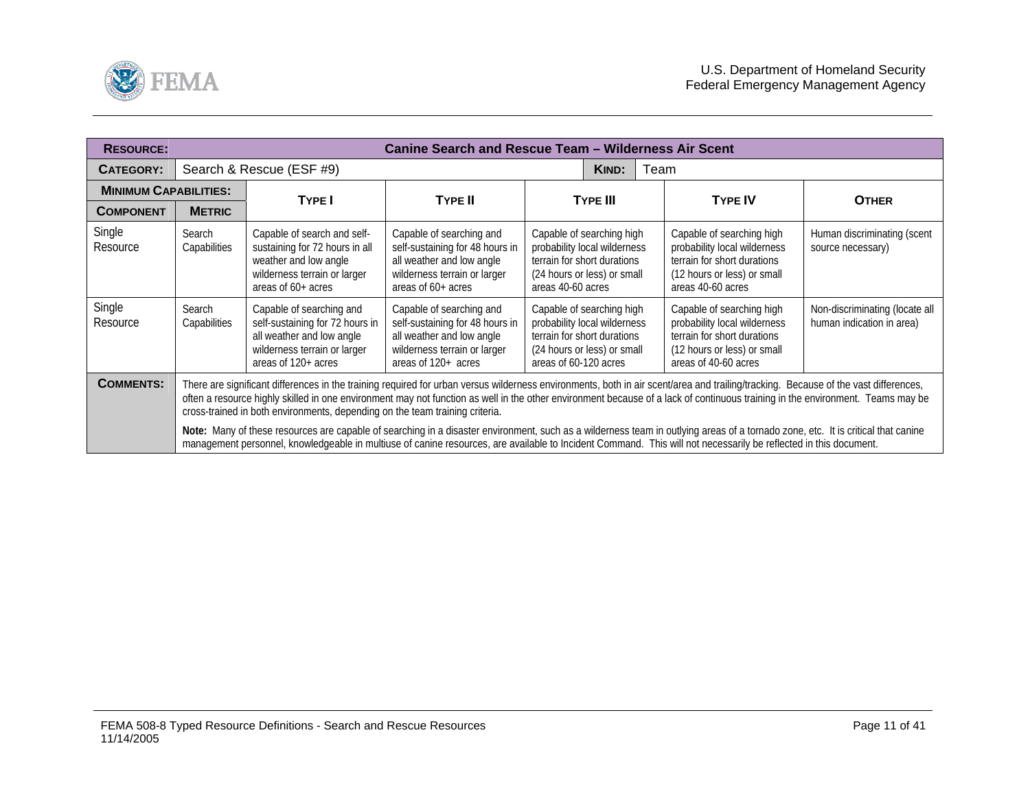| **RESOURCE:** | **Canine Search and Rescue Team – Wilderness Air Scent** | | | | | |
|---|---|---|---|---|---|---|
| **CATEGORY:** | Search & Rescue (ESF #9) | | | **KIND:** Team | | |
| **MINIMUM CAPABILITIES:** | | **TYPE I** | **TYPE II** | **TYPE III** | **TYPE IV** | **OTHER** |
| **COMPONENT** | **METRIC** | | | | | |
| Single Resource | Search Capabilities | Capable of search and self-sustaining for 72 hours in all weather and low angle wilderness terrain or larger areas of 60+ acres | Capable of searching and self-sustaining for 48 hours in all weather and low angle wilderness terrain or larger areas of 60+ acres | Capable of searching high probability local wilderness terrain for short durations (24 hours or less) or small areas 40-60 acres | Capable of searching high probability local wilderness terrain for short durations (12 hours or less) or small areas 40-60 acres | Human discriminating (scent source necessary) |
| Single Resource | Search Capabilities | Capable of searching and self-sustaining for 72 hours in all weather and low angle wilderness terrain or larger areas of 120+ acres | Capable of searching and self-sustaining for 48 hours in all weather and low angle wilderness terrain or larger areas of 120+ acres | Capable of searching high probability local wilderness terrain for short durations (24 hours or less) or small areas of 60-120 acres | Capable of searching high probability local wilderness terrain for short durations (12 hours or less) or small areas of 40-60 acres | Non-discriminating (locate all human indication in area) |
| **COMMENTS:** | There are significant differences in the training required for urban versus wilderness environments, both in air scent/area and trailing/tracking. Because of the vast differences, often a resource highly skilled in one environment may not function as well in the other environment because of a lack of continuous training in the environment. Teams may be cross-trained in both environments, depending on the team training criteria. **Note:** Many of these resources are capable of searching in a disaster environment, such as a wilderness team in outlying areas of a tornado zone, etc. It is critical that canine management personnel, knowledgeable in multiuse of canine resources, are available to Incident Command. This will not necessarily be reflected in this document. | | | | | |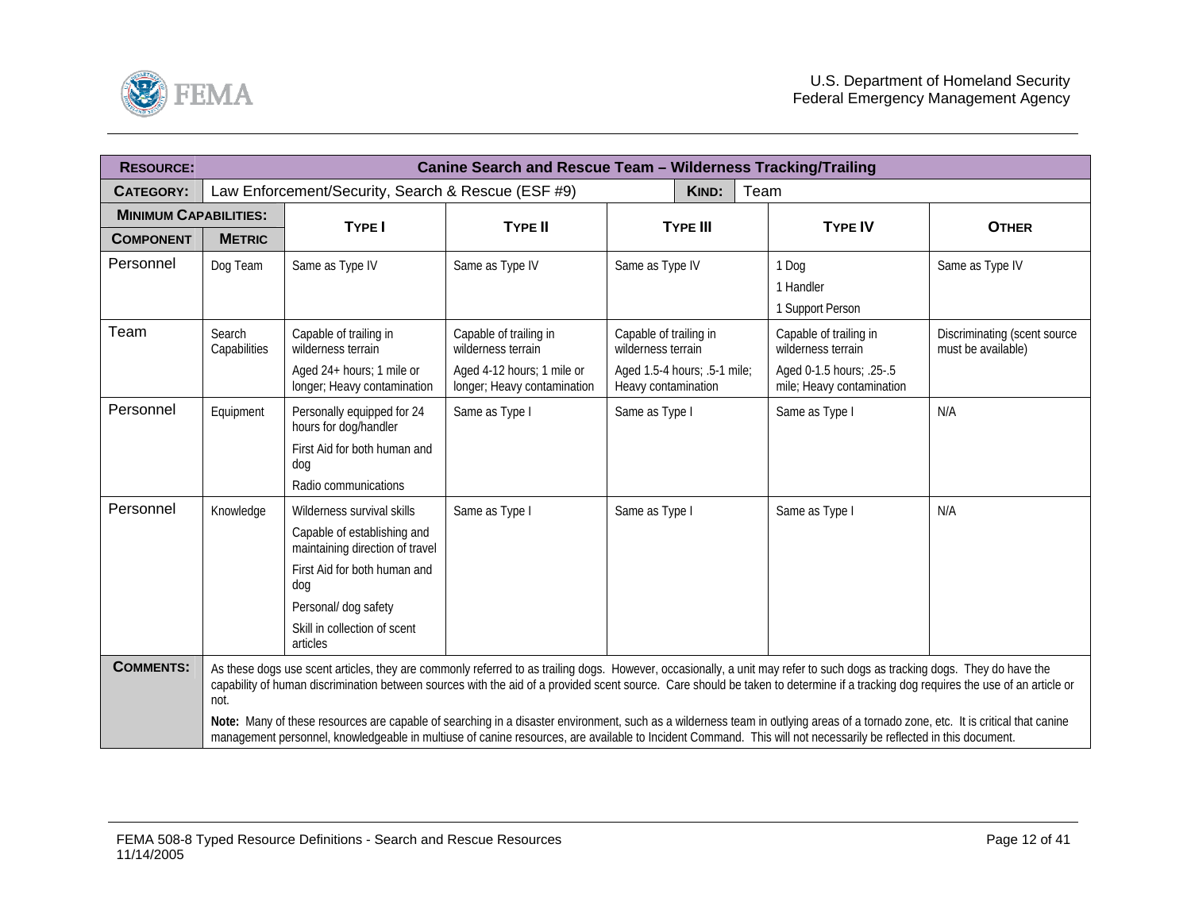| **RESOURCE:** | | **Canine Search and Rescue Team – Wilderness Tracking/Trailing** | | | | |
|---|---|---|---|---|---|---|
| **CATEGORY:** | | Law Enforcement/Security, Search & Rescue (ESF #9) | | **KIND:** Team | | |
| **MINIMUM CAPABILITIES:** | | | | | | |
| **COMPONENT** | **METRIC** | **TYPE I** | **TYPE II** | **TYPE III** | **TYPE IV** | **OTHER** |
| Personnel | Dog Team | Same as Type IV | Same as Type IV | Same as Type IV | 1 Dog<br>1 Handler<br>1 Support Person | Same as Type IV |
| Team | Search Capabilities | Capable of trailing in wilderness terrain<br>Aged 24+ hours; 1 mile or longer; Heavy contamination | Capable of trailing in wilderness terrain<br>Aged 4-12 hours; 1 mile or longer; Heavy contamination | Capable of trailing in wilderness terrain<br>Aged 1.5-4 hours; .5-1 mile; Heavy contamination | Capable of trailing in wilderness terrain<br>Aged 0-1.5 hours; .25-.5 mile; Heavy contamination | Discriminating (scent source must be available) |
| Personnel | Equipment | Personally equipped for 24 hours for dog/handler<br>First Aid for both human and dog<br>Radio communications | Same as Type I | Same as Type I | Same as Type I | N/A |
| Personnel | Knowledge | Wilderness survival skills<br>Capable of establishing and maintaining direction of travel<br>First Aid for both human and dog<br>Personal/ dog safety<br>Skill in collection of scent articles | Same as Type I | Same as Type I | Same as Type I | N/A |
| **COMMENTS:** | As these dogs use scent articles, they are commonly referred to as trailing dogs. However, occasionally, a unit may refer to such dogs as tracking dogs. They do have the capability of human discrimination between sources with the aid of a provided scent source. Care should be taken to determine if a tracking dog requires the use of an article or not.<br>**Note:** Many of these resources are capable of searching in a disaster environment, such as a wilderness team in outlying areas of a tornado zone, etc. It is critical that canine management personnel, knowledgeable in multiuse of canine resources, are available to Incident Command. This will not necessarily be reflected in this document. | | | | | |

FEMA 508-8 Typed Resource Definitions - Search and Rescue Resources
11/14/2005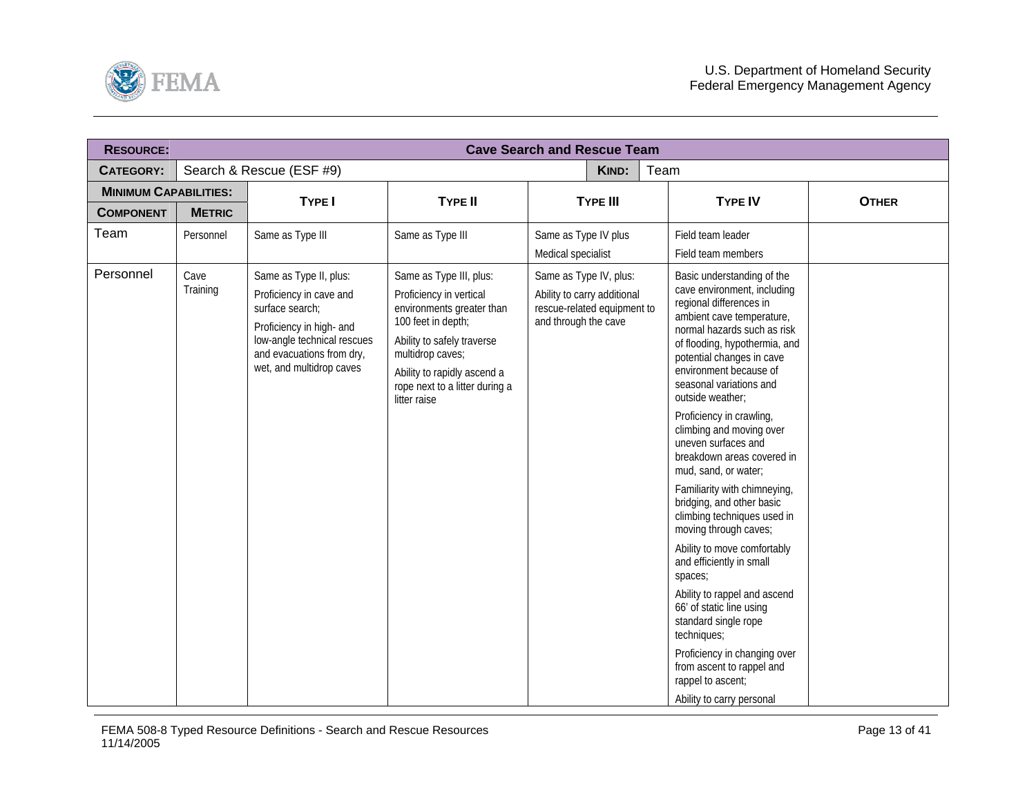| **RESOURCE:** | **Cave Search and Rescue Team** | | | | | |
|---|---|---|---|---|---|---|
| **CATEGORY:** | Search & Rescue (ESF #9) | | | **KIND:** Team | | |
| **MINIMUM CAPABILITIES:** | | **TYPE I** | **TYPE II** | **TYPE III** | **TYPE IV** | **OTHER** |
| **COMPONENT** | **METRIC** | | | | | |
| Team | Personnel | Same as Type III | Same as Type III | Same as Type IV plus<br>Medical specialist | Field team leader<br>Field team members | |
| Personnel | Cave Training | Same as Type II, plus:<br>Proficiency in cave and surface search;<br>Proficiency in high- and low-angle technical rescues and evacuations from dry, wet, and multidrop caves | Same as Type III, plus:<br>Proficiency in vertical environments greater than 100 feet in depth;<br>Ability to safely traverse multidrop caves;<br>Ability to rapidly ascend a rope next to a litter during a litter raise | Same as Type IV, plus:<br>Ability to carry additional rescue-related equipment to and through the cave | Basic understanding of the cave environment, including regional differences in ambient cave temperature, normal hazards such as risk of flooding, hypothermia, and potential changes in cave environment because of seasonal variations and outside weather;<br>Proficiency in crawling, climbing and moving over uneven surfaces and breakdown areas covered in mud, sand, or water;<br>Familiarity with chimneying, bridging, and other basic climbing techniques used in moving through caves;<br>Ability to move comfortably and efficiently in small spaces;<br>Ability to rappel and ascend 66' of static line using standard single rope techniques;<br>Proficiency in changing over from ascent to rappel and rappel to ascent;<br>Ability to carry personal | |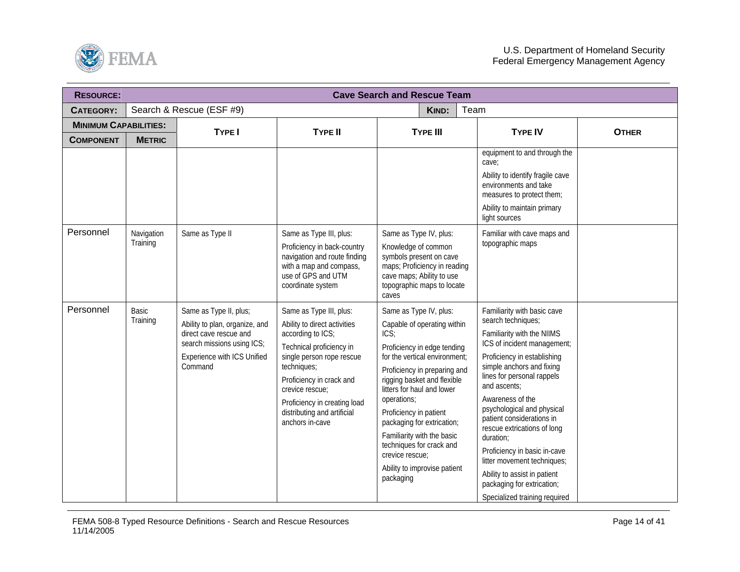| RESOURCE: | Cave Search and Rescue Team | | | | |
|---|---|---|---|---|---|
| CATEGORY: | Search & Rescue (ESF #9) | | KIND: | Team | |
| MINIMUM CAPABILITIES: | | TYPE I | TYPE II | TYPE III | TYPE IV | OTHER |
| COMPONENT | METRIC | | | | | |
| | | | | | equipment to and through the cave;<br>Ability to identify fragile cave environments and take measures to protect them;<br>Ability to maintain primary light sources | |
| Personnel | Navigation Training | Same as Type II | Same as Type III, plus:<br>Proficiency in back-country navigation and route finding with a map and compass, use of GPS and UTM coordinate system | Same as Type IV, plus:<br>Knowledge of common symbols present on cave maps; Proficiency in reading cave maps; Ability to use topographic maps to locate caves | Familiar with cave maps and topographic maps | |
| Personnel | Basic Training | Same as Type II, plus;<br>Ability to plan, organize, and direct cave rescue and search missions using ICS;<br>Experience with ICS Unified Command | Same as Type III, plus:<br>Ability to direct activities according to ICS;<br>Technical proficiency in single person rope rescue techniques;<br>Proficiency in crack and crevice rescue;<br>Proficiency in creating load distributing and artificial anchors in-cave | Same as Type IV, plus:<br>Capable of operating within ICS;<br>Proficiency in edge tending for the vertical environment;<br>Proficiency in preparing and rigging basket and flexible litters for haul and lower operations;<br>Proficiency in patient packaging for extrication;<br>Familiarity with the basic techniques for crack and crevice rescue;<br>Ability to improvise patient packaging | Familiarity with basic cave search techniques;<br>Familiarity with the NIIMS ICS of incident management;<br>Proficiency in establishing simple anchors and fixing lines for personal rappels and ascents;<br>Awareness of the psychological and physical patient considerations in rescue extrications of long duration;<br>Proficiency in basic in-cave litter movement techniques;<br>Ability to assist in patient packaging for extrication;<br>Specialized training required | |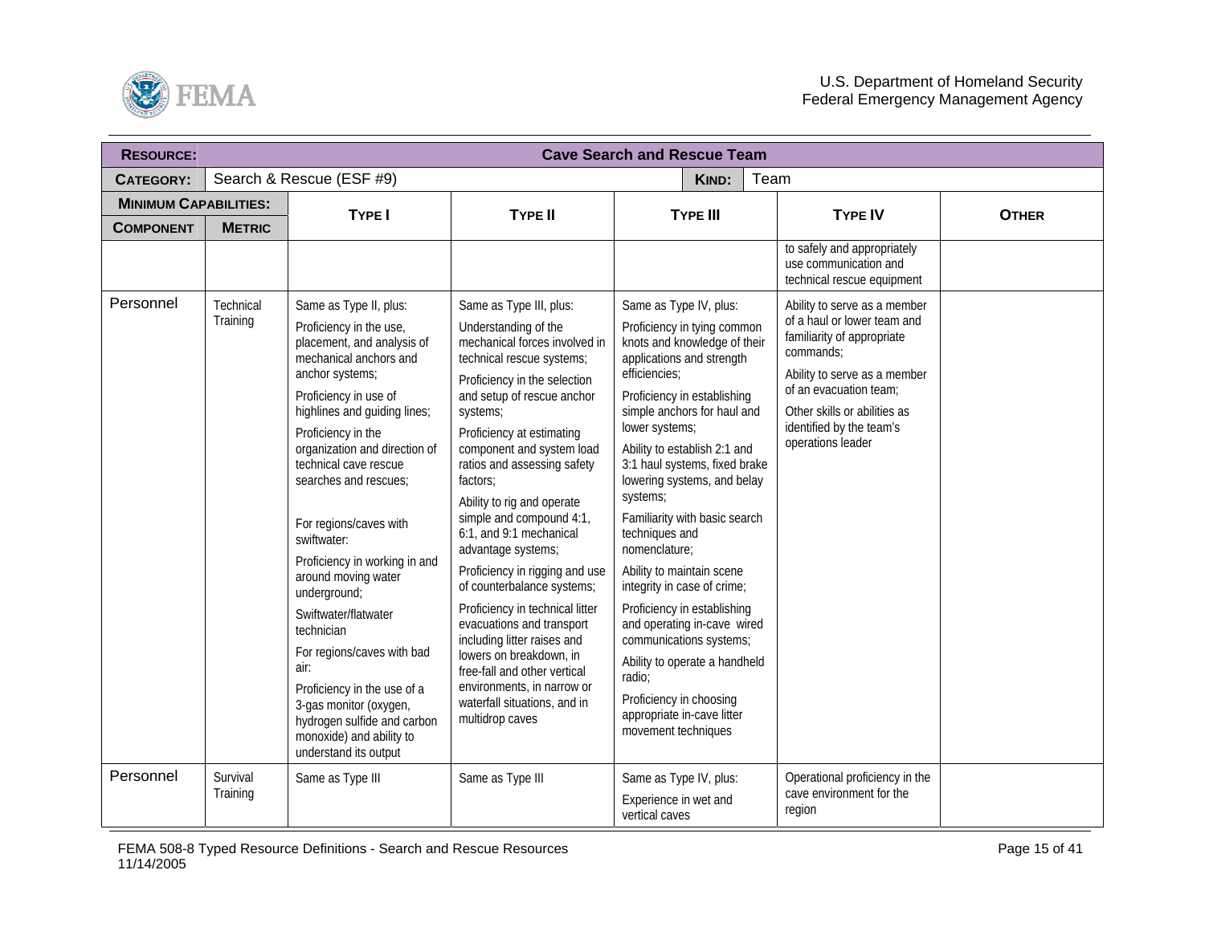| **RESOURCE:** | **Cave Search and Rescue Team** | | | | | |
|---|---|---|---|---|---|---|
| **CATEGORY:** | Search & Rescue (ESF #9) | | | **KIND:** Team | | |
| **MINIMUM CAPABILITIES:** | | **TYPE I** | **TYPE II** | **TYPE III** | **TYPE IV** | **OTHER** |
| **COMPONENT** | **METRIC** | | | | | |
| | | | | | to safely and appropriately use communication and technical rescue equipment | |
| Personnel | Technical Training | Same as Type II, plus: Proficiency in the use, placement, and analysis of mechanical anchors and anchor systems; Proficiency in use of highlines and guiding lines; Proficiency in the organization and direction of technical cave rescue searches and rescues; For regions/caves with swiftwater: Proficiency in working in and around moving water underground; Swiftwater/flatwater technician For regions/caves with bad air: Proficiency in the use of a 3-gas monitor (oxygen, hydrogen sulfide and carbon monoxide) and ability to understand its output | Same as Type III, plus: Understanding of the mechanical forces involved in technical rescue systems; Proficiency in the selection and setup of rescue anchor systems; Proficiency at estimating component and system load ratios and assessing safety factors; Ability to rig and operate simple and compound 4:1, 6:1, and 9:1 mechanical advantage systems; Proficiency in rigging and use of counterbalance systems; Proficiency in technical litter evacuations and transport including litter raises and lowers on breakdown, in free-fall and other vertical environments, in narrow or waterfall situations, and in multidrop caves | Same as Type IV, plus: Proficiency in tying common knots and knowledge of their applications and strength efficiencies; Proficiency in establishing simple anchors for haul and lower systems; Ability to establish 2:1 and 3:1 haul systems, fixed brake lowering systems, and belay systems; Familiarity with basic search techniques and nomenclature; Ability to maintain scene integrity in case of crime; Proficiency in establishing and operating in-cave wired communications systems; Ability to operate a handheld radio; Proficiency in choosing appropriate in-cave litter movement techniques | Ability to serve as a member of a haul or lower team and familiarity of appropriate commands; Ability to serve as a member of an evacuation team; Other skills or abilities as identified by the team's operations leader | |
| Personnel | Survival Training | Same as Type III | Same as Type III | Same as Type IV, plus: Experience in wet and vertical caves | Operational proficiency in the cave environment for the region | |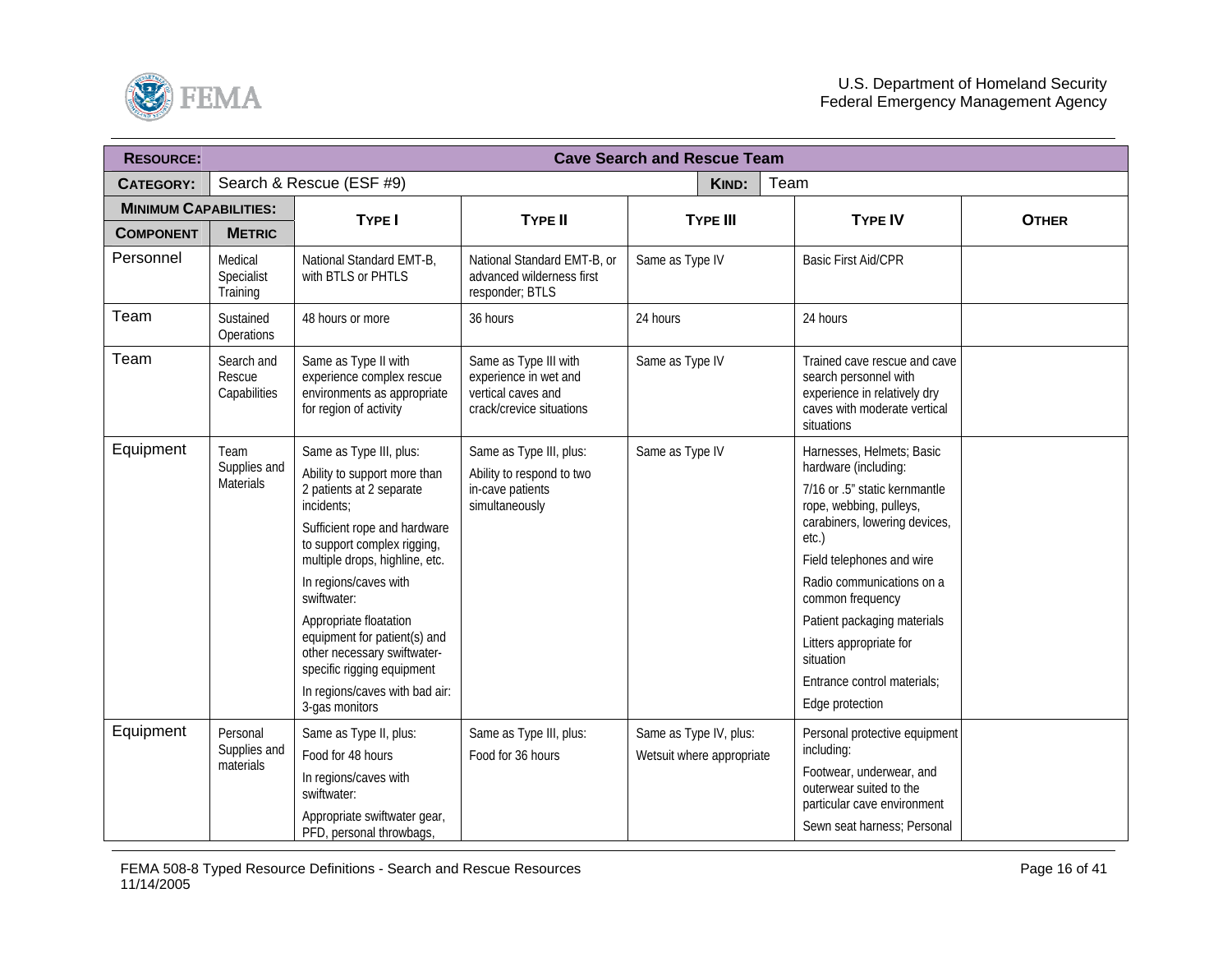| **RESOURCE:** | **Cave Search and Rescue Team** | | | | | |
|---|---|---|---|---|---|---|
| **CATEGORY:** | Search & Rescue (ESF #9) | | | **KIND:** | Team | |
| **MINIMUM CAPABILITIES:** | | **TYPE I** | **TYPE II** | **TYPE III** | **TYPE IV** | **OTHER** |
| **COMPONENT** | **METRIC** | | | | | |
| Personnel | Medical Specialist Training | National Standard EMT-B, with BTLS or PHTLS | National Standard EMT-B, or advanced wilderness first responder; BTLS | Same as Type IV | Basic First Aid/CPR | |
| Team | Sustained Operations | 48 hours or more | 36 hours | 24 hours | 24 hours | |
| Team | Search and Rescue Capabilities | Same as Type II with experience complex rescue environments as appropriate for region of activity | Same as Type III with experience in wet and vertical caves and crack/crevice situations | Same as Type IV | Trained cave rescue and cave search personnel with experience in relatively dry caves with moderate vertical situations | |
| Equipment | Team Supplies and Materials | Same as Type III, plus:<br>Ability to support more than 2 patients at 2 separate incidents;<br>Sufficient rope and hardware to support complex rigging, multiple drops, highline, etc.<br>In regions/caves with swiftwater:<br>Appropriate floatation equipment for patient(s) and other necessary swiftwater-specific rigging equipment<br>In regions/caves with bad air: 3-gas monitors | Same as Type III, plus:<br>Ability to respond to two in-cave patients simultaneously | Same as Type IV | Harnesses, Helmets; Basic hardware (including:<br>7/16 or .5" static kernmantle rope, webbing, pulleys, carabiners, lowering devices, etc.)<br>Field telephones and wire<br>Radio communications on a common frequency<br>Patient packaging materials<br>Litters appropriate for situation<br>Entrance control materials;<br>Edge protection | |
| Equipment | Personal Supplies and materials | Same as Type II, plus:<br>Food for 48 hours<br>In regions/caves with swiftwater:<br>Appropriate swiftwater gear, PFD, personal throwbags, | Same as Type III, plus:<br>Food for 36 hours | Same as Type IV, plus:<br>Wetsuit where appropriate | Personal protective equipment including:<br>Footwear, underwear, and outerwear suited to the particular cave environment<br>Sewn seat harness; Personal | |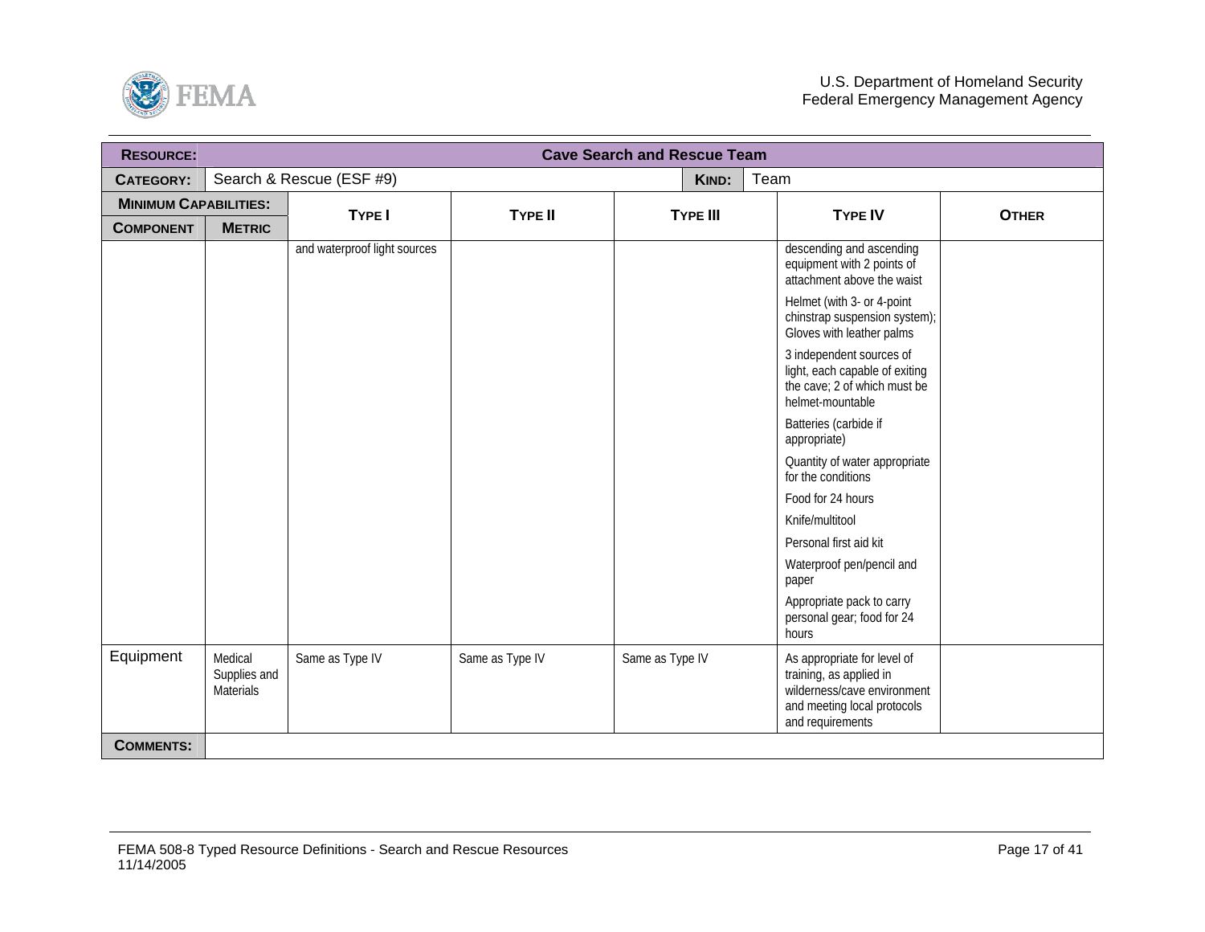| **RESOURCE:** | **Cave Search and Rescue Team** | | | | | |
|---|---|---|---|---|---|---|
| **CATEGORY:** | Search & Rescue (ESF #9) | | | **KIND:** | Team | |
| **MINIMUM CAPABILITIES:** | | | | | | |
| **COMPONENT** | **METRIC** | **TYPE I** | **TYPE II** | **TYPE III** | **TYPE IV** | **OTHER** |
| | | and waterproof light sources | | | descending and ascending equipment with 2 points of attachment above the waist<br><br>Helmet (with 3- or 4-point chinstrap suspension system); Gloves with leather palms<br><br>3 independent sources of light, each capable of exiting the cave; 2 of which must be helmet-mountable<br><br>Batteries (carbide if appropriate)<br><br>Quantity of water appropriate for the conditions<br><br>Food for 24 hours<br><br>Knife/multitool<br><br>Personal first aid kit<br><br>Waterproof pen/pencil and paper<br><br>Appropriate pack to carry personal gear; food for 24 hours | |
| Equipment | Medical Supplies and Materials | Same as Type IV | Same as Type IV | Same as Type IV | As appropriate for level of training, as applied in wilderness/cave environment and meeting local protocols and requirements | |
| **COMMENTS:** | | | | | | |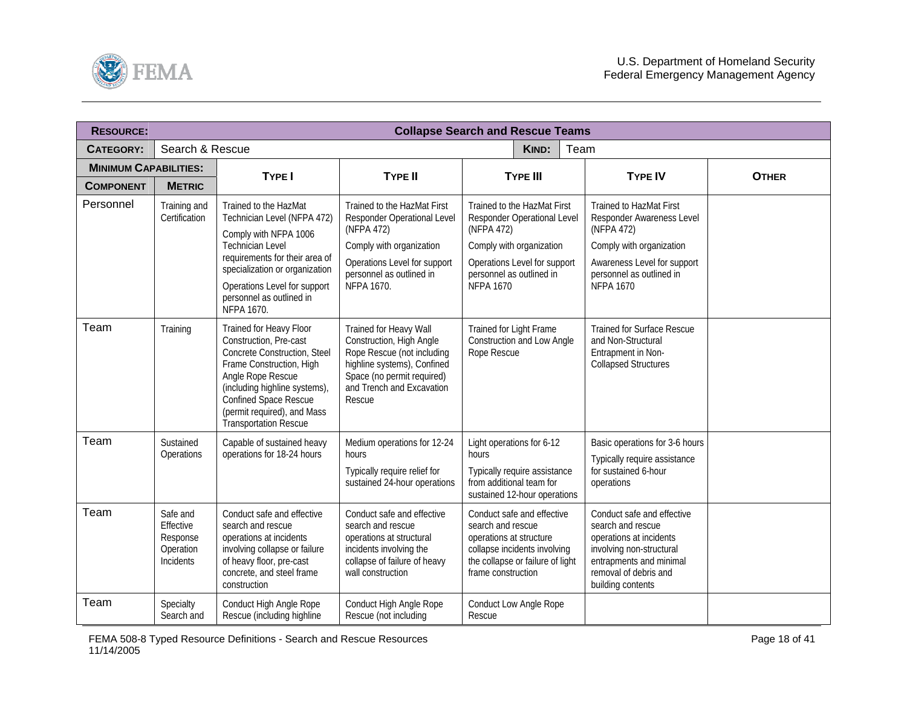| **RESOURCE:** | | **Collapse Search and Rescue Teams** | | | | |
|---|---|---|---|---|---|---|
| **CATEGORY:** | Search & Rescue | | | **KIND:** Team | | |
| **MINIMUM CAPABILITIES:** | | **TYPE I** | **TYPE II** | **TYPE III** | **TYPE IV** | **OTHER** |
| **COMPONENT** | **METRIC** | | | | | |
| Personnel | Training and Certification | Trained to the HazMat Technician Level (NFPA 472)<br>Comply with NFPA 1006 Technician Level requirements for their area of specialization or organization<br>Operations Level for support personnel as outlined in NFPA 1670. | Trained to the HazMat First Responder Operational Level (NFPA 472)<br>Comply with organization<br>Operations Level for support personnel as outlined in NFPA 1670. | Trained to the HazMat First Responder Operational Level (NFPA 472)<br>Comply with organization<br>Operations Level for support personnel as outlined in NFPA 1670 | Trained to HazMat First Responder Awareness Level (NFPA 472)<br>Comply with organization<br>Awareness Level for support personnel as outlined in NFPA 1670 | |
| Team | Training | Trained for Heavy Floor Construction, Pre-cast Concrete Construction, Steel Frame Construction, High Angle Rope Rescue (including highline systems), Confined Space Rescue (permit required), and Mass Transportation Rescue | Trained for Heavy Wall Construction, High Angle Rope Rescue (not including highline systems), Confined Space (no permit required) and Trench and Excavation Rescue | Trained for Light Frame Construction and Low Angle Rope Rescue | Trained for Surface Rescue and Non-Structural Entrapment in Non-Collapsed Structures | |
| Team | Sustained Operations | Capable of sustained heavy operations for 18-24 hours | Medium operations for 12-24 hours<br>Typically require relief for sustained 24-hour operations | Light operations for 6-12 hours<br>Typically require assistance from additional team for sustained 12-hour operations | Basic operations for 3-6 hours<br>Typically require assistance for sustained 6-hour operations | |
| Team | Safe and Effective Response Operation Incidents | Conduct safe and effective search and rescue operations at incidents involving collapse or failure of heavy floor, pre-cast concrete, and steel frame construction | Conduct safe and effective search and rescue operations at structural incidents involving the collapse of failure of heavy wall construction | Conduct safe and effective search and rescue operations at structure collapse incidents involving the collapse or failure of light frame construction | Conduct safe and effective search and rescue operations at incidents involving non-structural entrapments and minimal removal of debris and building contents | |
| Team | Specialty Search and | Conduct High Angle Rope Rescue (including highline | Conduct High Angle Rope Rescue (not including | Conduct Low Angle Rope Rescue | | |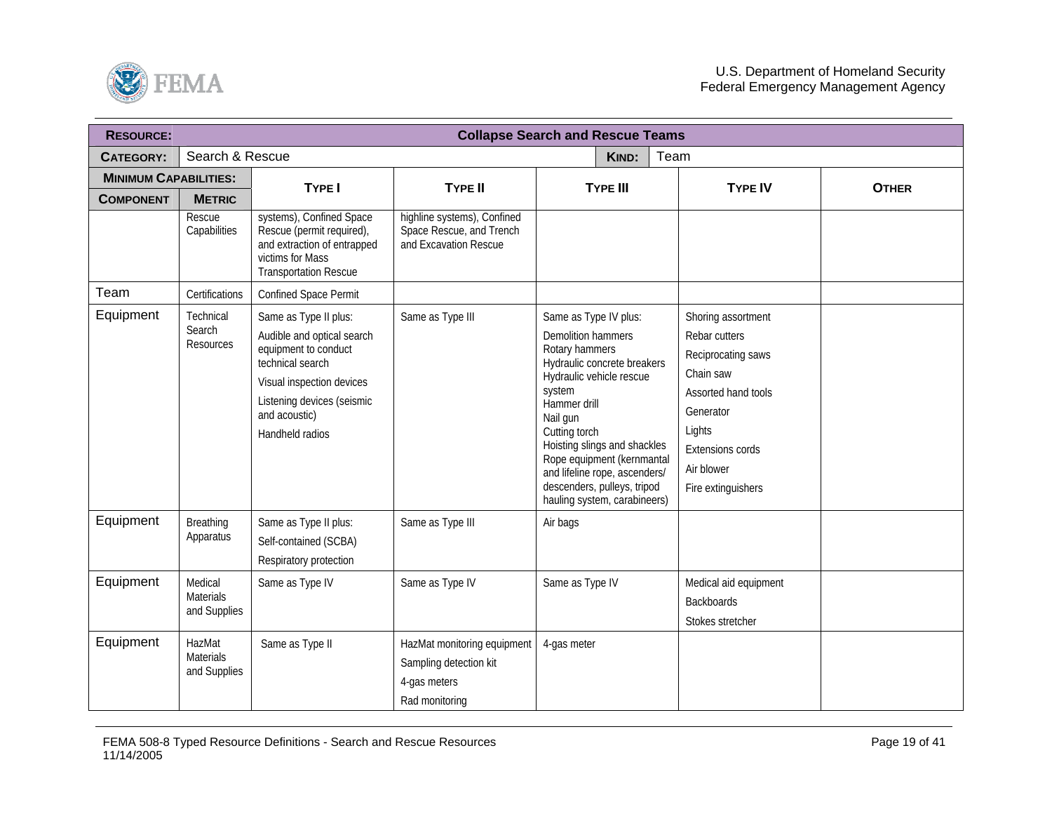| **RESOURCE:** | **Collapse Search and Rescue Teams** | | | | |
|---|---|---|---|---|---|
| **CATEGORY:** | Search & Rescue | | **KIND:** | Team | |

| **MINIMUM CAPABILITIES:** | | **TYPE I** | **TYPE II** | **TYPE III** | **TYPE IV** | **OTHER** |
|---|---|---|---|---|---|---|
| **COMPONENT** | **METRIC** | | | | | |
| | Rescue Capabilities | systems), Confined Space Rescue (permit required), and extraction of entrapped victims for Mass Transportation Rescue | highline systems), Confined Space Rescue, and Trench and Excavation Rescue | | | |
| Team | Certifications | Confined Space Permit | | | | |
| Equipment | Technical Search Resources | Same as Type II plus:<br>Audible and optical search equipment to conduct technical search<br>Visual inspection devices<br>Listening devices (seismic and acoustic)<br>Handheld radios | Same as Type III | Same as Type IV plus:<br>Demolition hammers<br>Rotary hammers<br>Hydraulic concrete breakers<br>Hydraulic vehicle rescue system<br>Hammer drill<br>Nail gun<br>Cutting torch<br>Hoisting slings and shackles<br>Rope equipment (kernmantal and lifeline rope, ascenders/ descenders, pulleys, tripod hauling system, carabineers) | Shoring assortment<br>Rebar cutters<br>Reciprocating saws<br>Chain saw<br>Assorted hand tools<br>Generator<br>Lights<br>Extensions cords<br>Air blower<br>Fire extinguishers | |
| Equipment | Breathing Apparatus | Same as Type II plus:<br>Self-contained (SCBA)<br>Respiratory protection | Same as Type III | Air bags | | |
| Equipment | Medical Materials and Supplies | Same as Type IV | Same as Type IV | Same as Type IV | Medical aid equipment<br>Backboards<br>Stokes stretcher | |
| Equipment | HazMat Materials and Supplies | Same as Type II | HazMat monitoring equipment<br>Sampling detection kit<br>4-gas meters<br>Rad monitoring | 4-gas meter | | |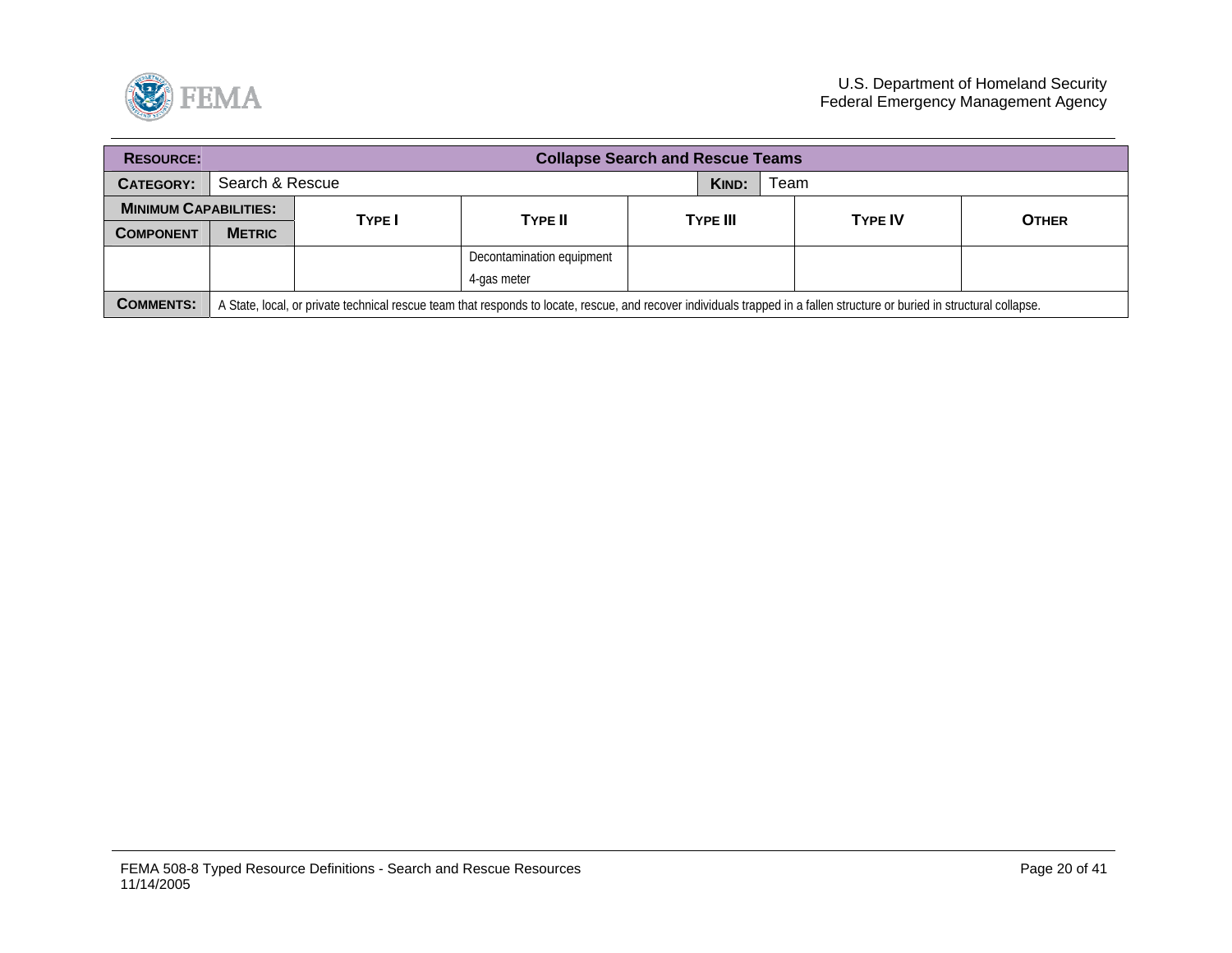| **RESOURCE:** | **Collapse Search and Rescue Teams** | | | | | |
|---|---|---|---|---|---|---|
| **CATEGORY:** | Search & Rescue | | | **KIND:** | Team | |
| **MINIMUM CAPABILITIES:** | | **TYPE I** | **TYPE II** | **TYPE III** | **TYPE IV** | **OTHER** |
| **COMPONENT** | **METRIC** | | | | | |
| | | | Decontamination equipment<br>4-gas meter | | | |
| **COMMENTS:** | A State, local, or private technical rescue team that responds to locate, rescue, and recover individuals trapped in a fallen structure or buried in structural collapse. | | | | | |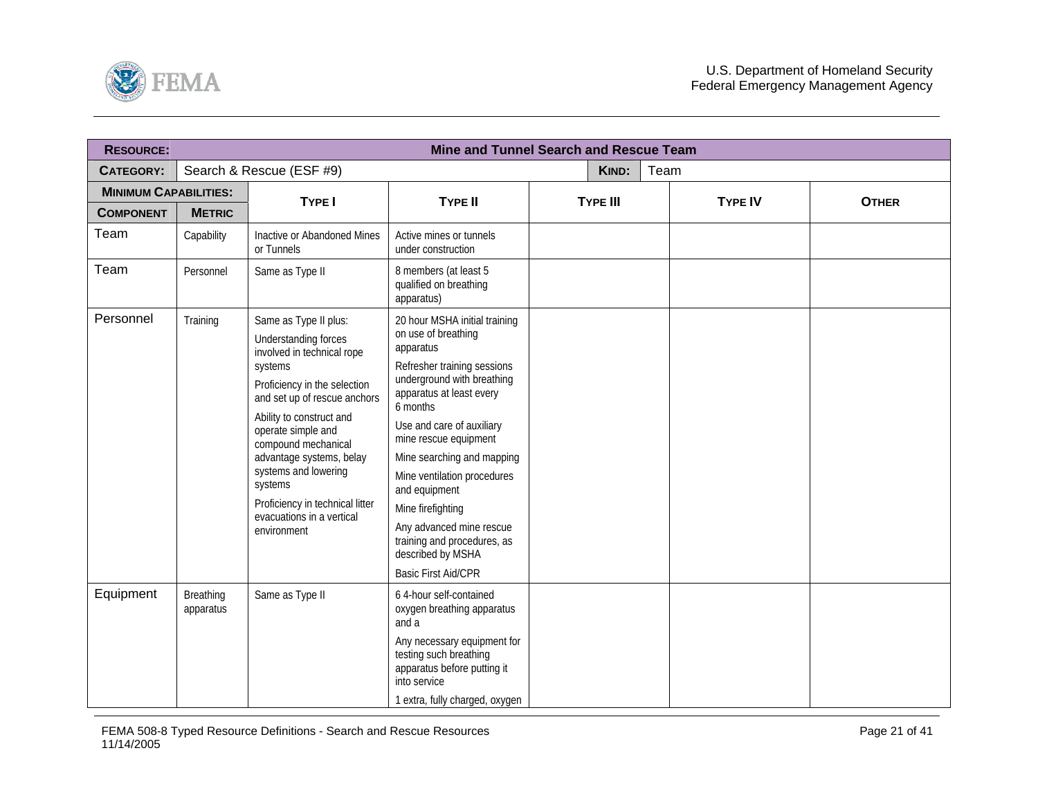| **RESOURCE:** | | **Mine and Tunnel Search and Rescue Team** | | | | |
|---|---|---|---|---|---|---|
| **CATEGORY:** | | Search & Rescue (ESF #9) | | **KIND:** Team | | |
| **MINIMUM CAPABILITIES:** | | **TYPE I** | **TYPE II** | **TYPE III** | **TYPE IV** | **OTHER** |
| **COMPONENT** | **METRIC** | | | | | |
| Team | Capability | Inactive or Abandoned Mines or Tunnels | Active mines or tunnels under construction | | | |
| Team | Personnel | Same as Type II | 8 members (at least 5 qualified on breathing apparatus) | | | |
| Personnel | Training | Same as Type II plus:<br>Understanding forces involved in technical rope systems<br>Proficiency in the selection and set up of rescue anchors<br>Ability to construct and operate simple and compound mechanical advantage systems, belay systems and lowering systems<br>Proficiency in technical litter evacuations in a vertical environment | 20 hour MSHA initial training on use of breathing apparatus<br>Refresher training sessions underground with breathing apparatus at least every 6 months<br>Use and care of auxiliary mine rescue equipment<br>Mine searching and mapping<br>Mine ventilation procedures and equipment<br>Mine firefighting<br>Any advanced mine rescue training and procedures, as described by MSHA<br>Basic First Aid/CPR | | | |
| Equipment | Breathing apparatus | Same as Type II | 6 4-hour self-contained oxygen breathing apparatus and a<br>Any necessary equipment for testing such breathing apparatus before putting it into service<br>1 extra, fully charged, oxygen | | | |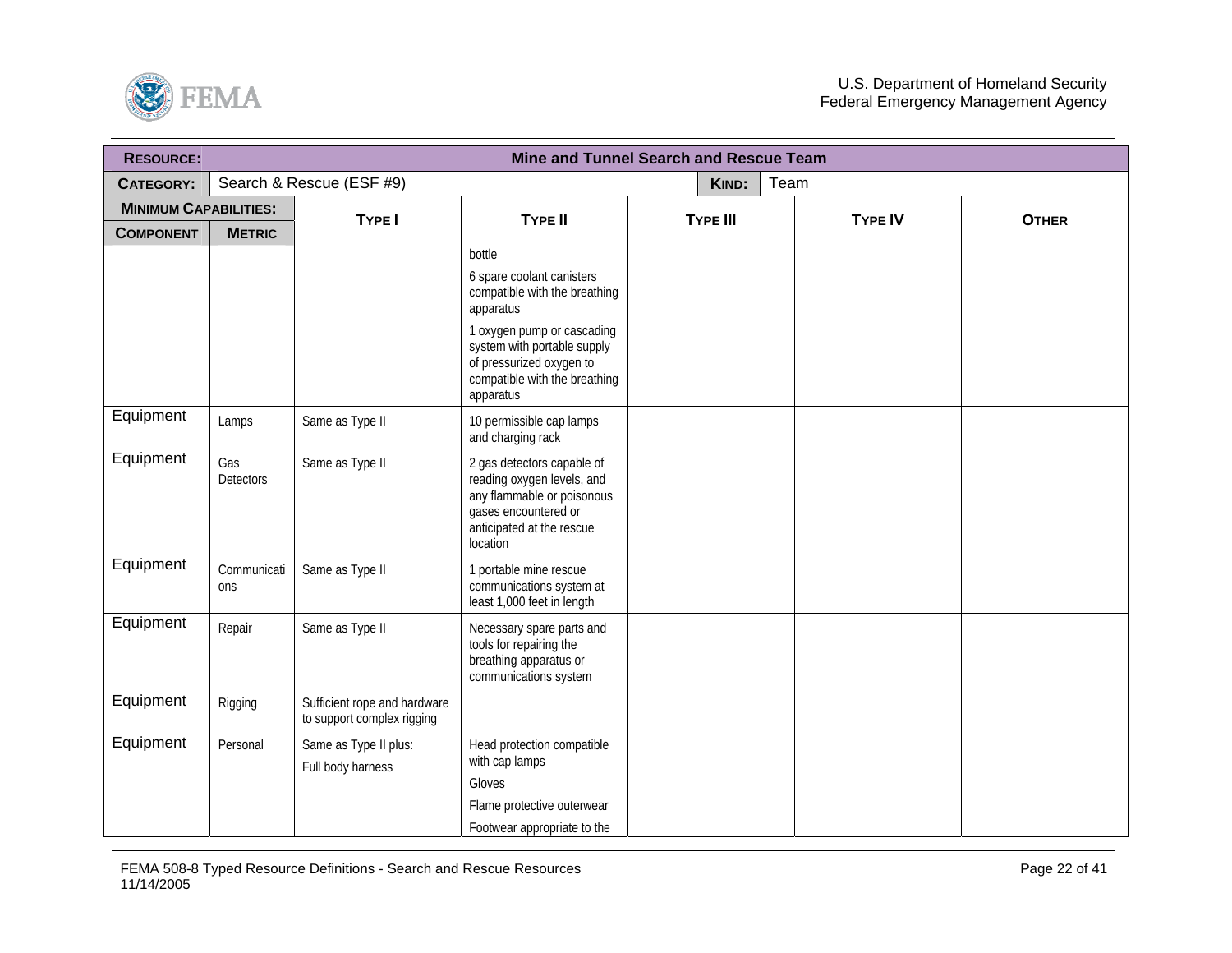| **RESOURCE:** | **Mine and Tunnel Search and Rescue Team** | | | | | |
|---|---|---|---|---|---|---|
| **CATEGORY:** | Search & Rescue (ESF #9) | | | **KIND:** | Team | |
| **MINIMUM CAPABILITIES:** | | **TYPE I** | **TYPE II** | **TYPE III** | **TYPE IV** | **OTHER** |
| **COMPONENT** | **METRIC** | | | | | |
| | | | bottle<br>6 spare coolant canisters compatible with the breathing apparatus<br>1 oxygen pump or cascading system with portable supply of pressurized oxygen to compatible with the breathing apparatus | | | |
| Equipment | Lamps | Same as Type II | 10 permissible cap lamps and charging rack | | | |
| Equipment | Gas Detectors | Same as Type II | 2 gas detectors capable of reading oxygen levels, and any flammable or poisonous gases encountered or anticipated at the rescue location | | | |
| Equipment | Communications | Same as Type II | 1 portable mine rescue communications system at least 1,000 feet in length | | | |
| Equipment | Repair | Same as Type II | Necessary spare parts and tools for repairing the breathing apparatus or communications system | | | |
| Equipment | Rigging | Sufficient rope and hardware to support complex rigging | | | | |
| Equipment | Personal | Same as Type II plus:<br>Full body harness | Head protection compatible with cap lamps<br>Gloves<br>Flame protective outerwear<br>Footwear appropriate to the | | | |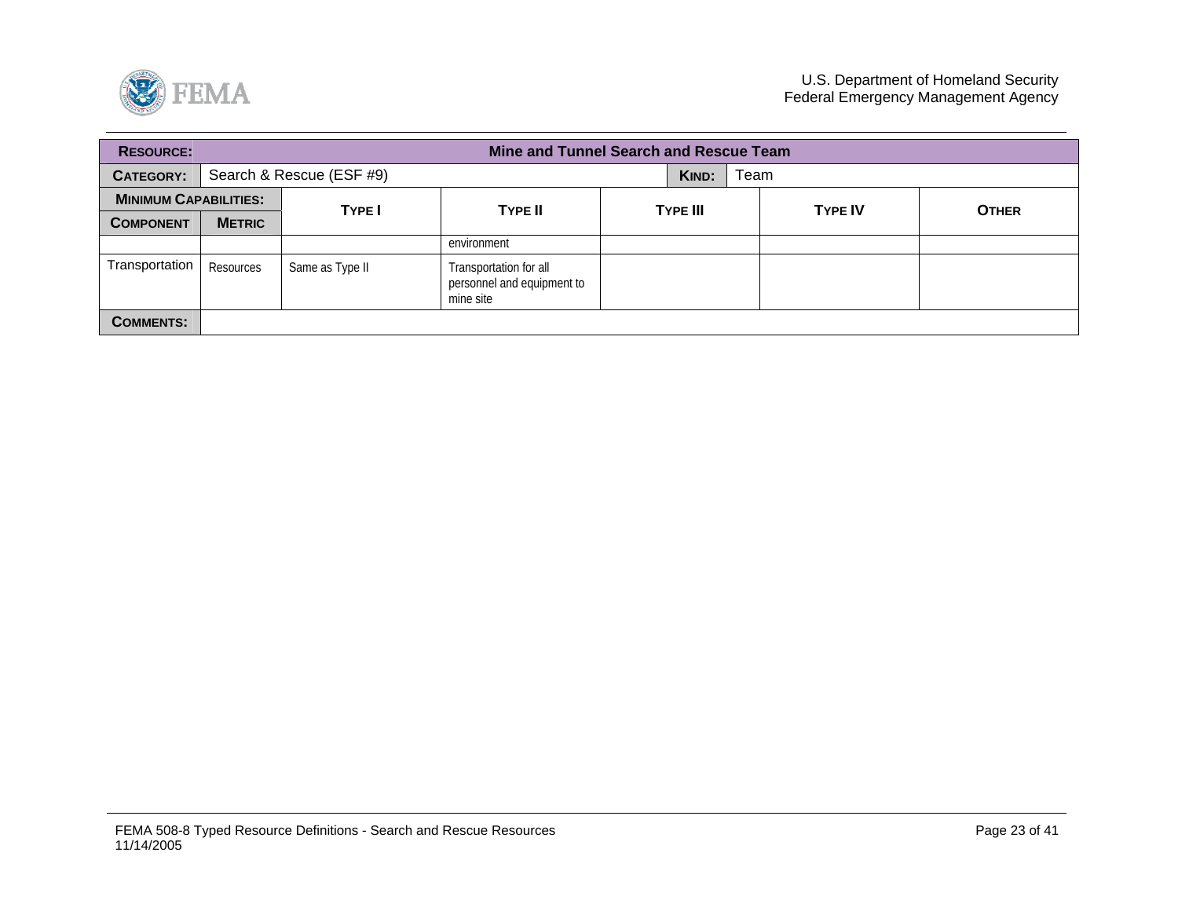| **RESOURCE:** | | **Mine and Tunnel Search and Rescue Team** | | | | |
|---|---|---|---|---|---|---|
| **CATEGORY:** | Search & Rescue (ESF #9) | | | **KIND:** | Team | |
| **MINIMUM CAPABILITIES:** | | **TYPE I** | **TYPE II** | **TYPE III** | **TYPE IV** | **OTHER** |
| **COMPONENT** | **METRIC** | | | | | |
| | | | environment | | | |
| Transportation | Resources | Same as Type II | Transportation for all personnel and equipment to mine site | | | |
| **COMMENTS:** | | | | | | |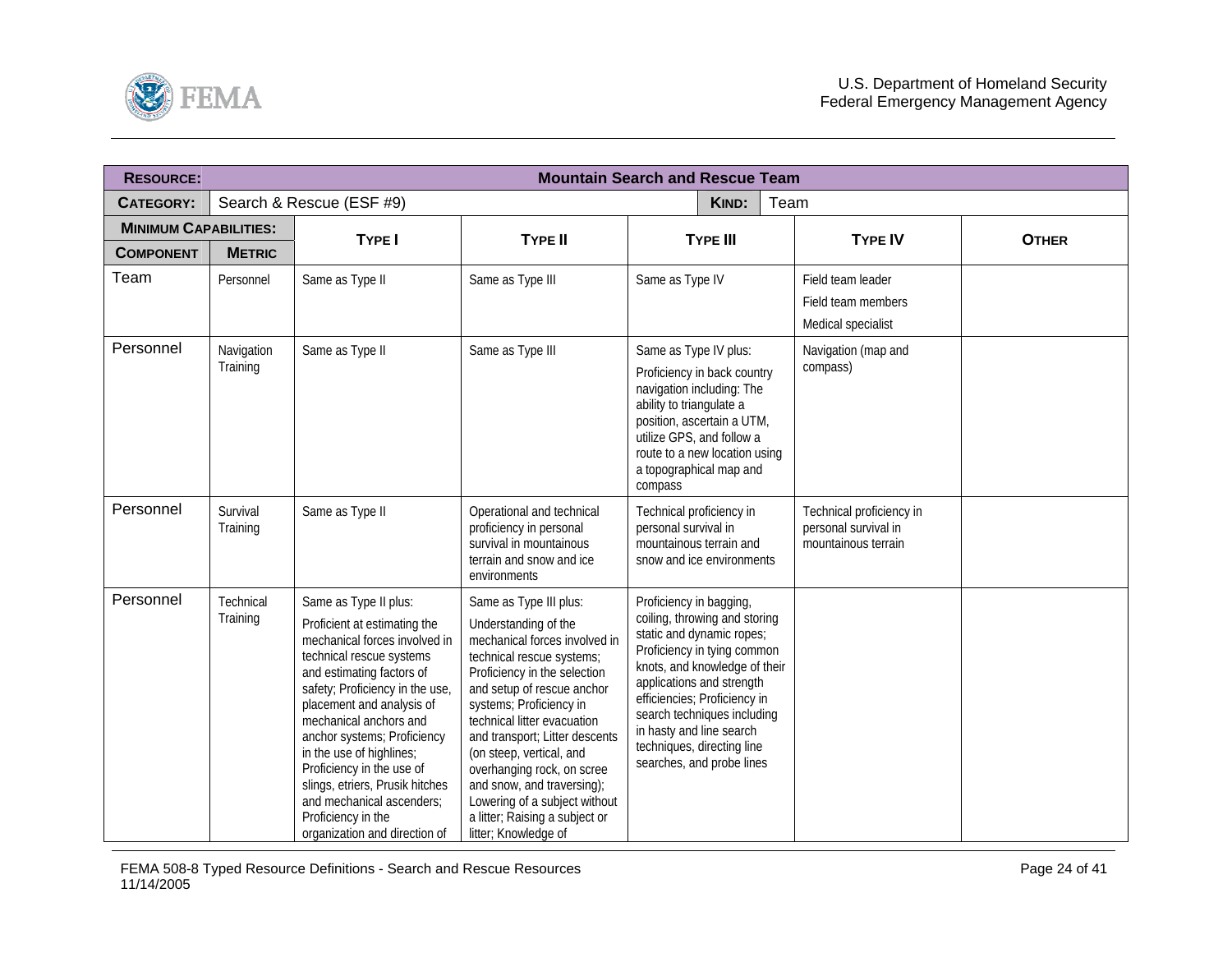| **RESOURCE:** | | **Mountain Search and Rescue Team** | | | | |
|---|---|---|---|---|---|---|
| **CATEGORY:** | | Search & Rescue (ESF #9) | | **KIND:** Team | | |
| **MINIMUM CAPABILITIES:** | | **TYPE I** | **TYPE II** | **TYPE III** | **TYPE IV** | **OTHER** |
| **COMPONENT** | **METRIC** | | | | | |
| Team | Personnel | Same as Type II | Same as Type III | Same as Type IV | Field team leader<br><br>Field team members<br><br>Medical specialist | |
| Personnel | Navigation Training | Same as Type II | Same as Type III | Same as Type IV plus:<br><br>Proficiency in back country navigation including: The ability to triangulate a position, ascertain a UTM, utilize GPS, and follow a route to a new location using a topographical map and compass | Navigation (map and compass) | |
| Personnel | Survival Training | Same as Type II | Operational and technical proficiency in personal survival in mountainous terrain and snow and ice environments | Technical proficiency in personal survival in mountainous terrain and snow and ice environments | Technical proficiency in personal survival in mountainous terrain | |
| Personnel | Technical Training | Same as Type II plus:<br><br>Proficient at estimating the mechanical forces involved in technical rescue systems and estimating factors of safety; Proficiency in the use, placement and analysis of mechanical anchors and anchor systems; Proficiency in the use of highlines; Proficiency in the use of slings, etriers, Prusik hitches and mechanical ascenders; Proficiency in the organization and direction of | Same as Type III plus:<br><br>Understanding of the mechanical forces involved in technical rescue systems; Proficiency in the selection and setup of rescue anchor systems; Proficiency in technical litter evacuation and transport; Litter descents (on steep, vertical, and overhanging rock, on scree and snow, and traversing); Lowering of a subject without a litter; Raising a subject or litter; Knowledge of | Proficiency in bagging, coiling, throwing and storing static and dynamic ropes; Proficiency in tying common knots, and knowledge of their applications and strength efficiencies; Proficiency in search techniques including in hasty and line search techniques, directing line searches, and probe lines | | |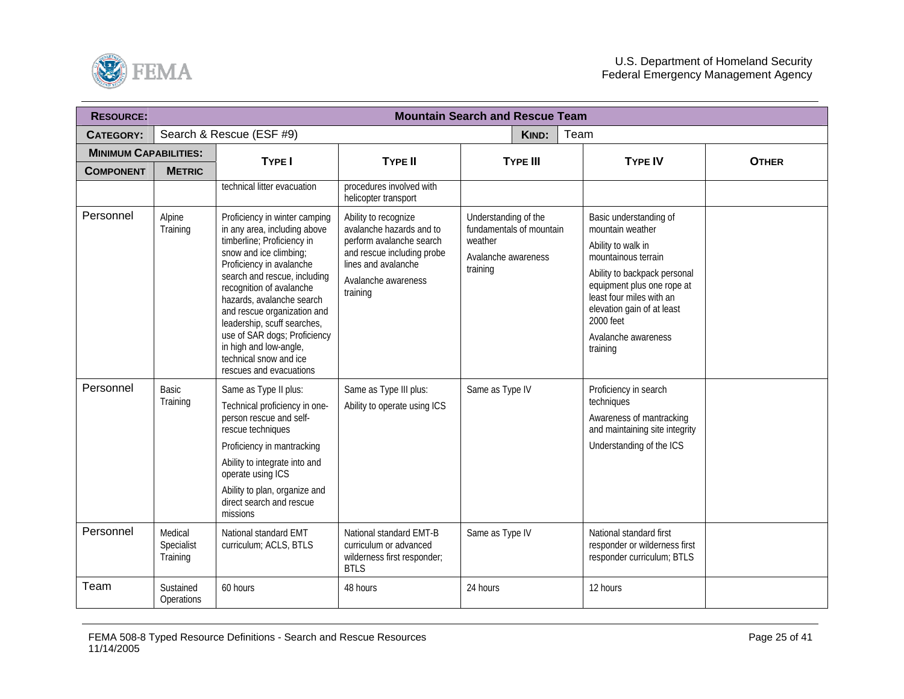| **RESOURCE:** | **Mountain Search and Rescue Team** | | | | | |
|---|---|---|---|---|---|---|
| **CATEGORY:** | Search & Rescue (ESF #9) | | | **KIND:** | Team | |
| **MINIMUM CAPABILITIES:** | | **TYPE I** | **TYPE II** | **TYPE III** | **TYPE IV** | **OTHER** |
| **COMPONENT** | **METRIC** | | | | | |
| | | technical litter evacuation | procedures involved with helicopter transport | | | |
| Personnel | Alpine Training | Proficiency in winter camping in any area, including above timberline; Proficiency in snow and ice climbing; Proficiency in avalanche search and rescue, including recognition of avalanche hazards, avalanche search and rescue organization and leadership, scuff searches, use of SAR dogs; Proficiency in high and low-angle, technical snow and ice rescues and evacuations | Ability to recognize avalanche hazards and to perform avalanche search and rescue including probe lines and avalanche<br><br>Avalanche awareness training | Understanding of the fundamentals of mountain weather<br><br>Avalanche awareness training | Basic understanding of mountain weather<br><br>Ability to walk in mountainous terrain<br><br>Ability to backpack personal equipment plus one rope at least four miles with an elevation gain of at least 2000 feet<br><br>Avalanche awareness training | |
| Personnel | Basic Training | Same as Type II plus:<br><br>Technical proficiency in one-person rescue and self-rescue techniques<br><br>Proficiency in mantracking<br><br>Ability to integrate into and operate using ICS<br><br>Ability to plan, organize and direct search and rescue missions | Same as Type III plus:<br><br>Ability to operate using ICS | Same as Type IV | Proficiency in search techniques<br><br>Awareness of mantracking and maintaining site integrity<br><br>Understanding of the ICS | |
| Personnel | Medical Specialist Training | National standard EMT curriculum; ACLS, BTLS | National standard EMT-B curriculum or advanced wilderness first responder; BTLS | Same as Type IV | National standard first responder or wilderness first responder curriculum; BTLS | |
| Team | Sustained Operations | 60 hours | 48 hours | 24 hours | 12 hours | |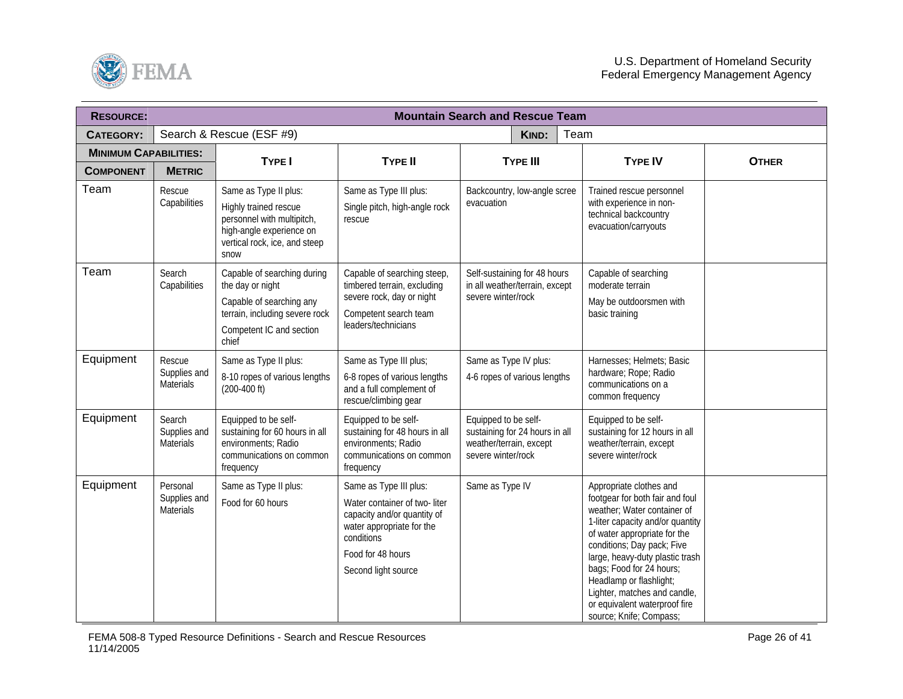| **RESOURCE:** | **Mountain Search and Rescue Team** | | | | | |
|---|---|---|---|---|---|---|
| **CATEGORY:** | Search & Rescue (ESF #9) | | | **KIND:** | Team | |
| **MINIMUM CAPABILITIES:** | | **TYPE I** | **TYPE II** | **TYPE III** | **TYPE IV** | **OTHER** |
| **COMPONENT** | **METRIC** | | | | | |
| Team | Rescue Capabilities | Same as Type II plus:<br>Highly trained rescue personnel with multipitch, high-angle experience on vertical rock, ice, and steep snow | Same as Type III plus:<br>Single pitch, high-angle rock rescue | Backcountry, low-angle scree evacuation | Trained rescue personnel with experience in non-technical backcountry evacuation/carryouts | |
| Team | Search Capabilities | Capable of searching during the day or night<br>Capable of searching any terrain, including severe rock<br>Competent IC and section chief | Capable of searching steep, timbered terrain, excluding severe rock, day or night<br>Competent search team leaders/technicians | Self-sustaining for 48 hours in all weather/terrain, except severe winter/rock | Capable of searching moderate terrain<br>May be outdoorsmen with basic training | |
| Equipment | Rescue Supplies and Materials | Same as Type II plus:<br>8-10 ropes of various lengths (200-400 ft) | Same as Type III plus;<br>6-8 ropes of various lengths and a full complement of rescue/climbing gear | Same as Type IV plus:<br>4-6 ropes of various lengths | Harnesses; Helmets; Basic hardware; Rope; Radio communications on a common frequency | |
| Equipment | Search Supplies and Materials | Equipped to be self-sustaining for 60 hours in all environments; Radio communications on common frequency | Equipped to be self-sustaining for 48 hours in all environments; Radio communications on common frequency | Equipped to be self-sustaining for 24 hours in all weather/terrain, except severe winter/rock | Equipped to be self-sustaining for 12 hours in all weather/terrain, except severe winter/rock | |
| Equipment | Personal Supplies and Materials | Same as Type II plus:<br>Food for 60 hours | Same as Type III plus:<br>Water container of two- liter capacity and/or quantity of water appropriate for the conditions<br>Food for 48 hours<br>Second light source | Same as Type IV | Appropriate clothes and footgear for both fair and foul weather; Water container of 1-liter capacity and/or quantity of water appropriate for the conditions; Day pack; Five large, heavy-duty plastic trash bags; Food for 24 hours; Headlamp or flashlight; Lighter, matches and candle, or equivalent waterproof fire source; Knife; Compass; | |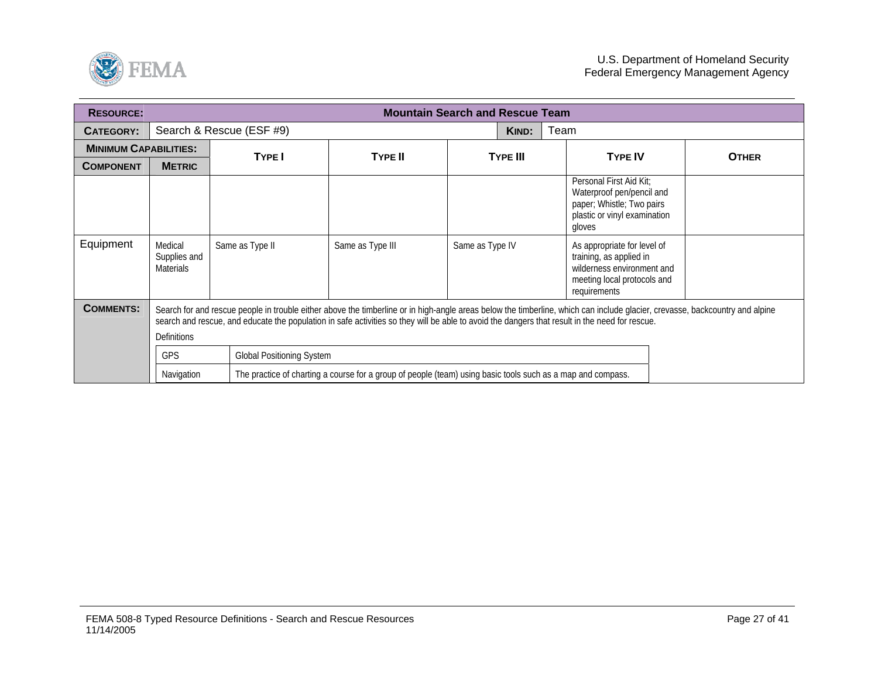| **RESOURCE:** | **Mountain Search and Rescue Team** | | | | | |
|---|---|---|---|---|---|---|
| **CATEGORY:** | Search & Rescue (ESF #9) | | | **KIND:** | Team | |
| **MINIMUM CAPABILITIES:** | | **TYPE I** | **TYPE II** | **TYPE III** | **TYPE IV** | **OTHER** |
| **COMPONENT** | **METRIC** | | | | | |
| | | | | | Personal First Aid Kit; Waterproof pen/pencil and paper; Whistle; Two pairs plastic or vinyl examination gloves | |
| Equipment | Medical Supplies and Materials | Same as Type II | Same as Type III | Same as Type IV | As appropriate for level of training, as applied in wilderness environment and meeting local protocols and requirements | |

**COMMENTS:**

Search for and rescue people in trouble either above the timberline or in high-angle areas below the timberline, which can include glacier, crevasse, backcountry and alpine search and rescue, and educate the population in safe activities so they will be able to avoid the dangers that result in the need for rescue.

Definitions

| Term | Definition |
|---|---|
| GPS | Global Positioning System |
| Navigation | The practice of charting a course for a group of people (team) using basic tools such as a map and compass. |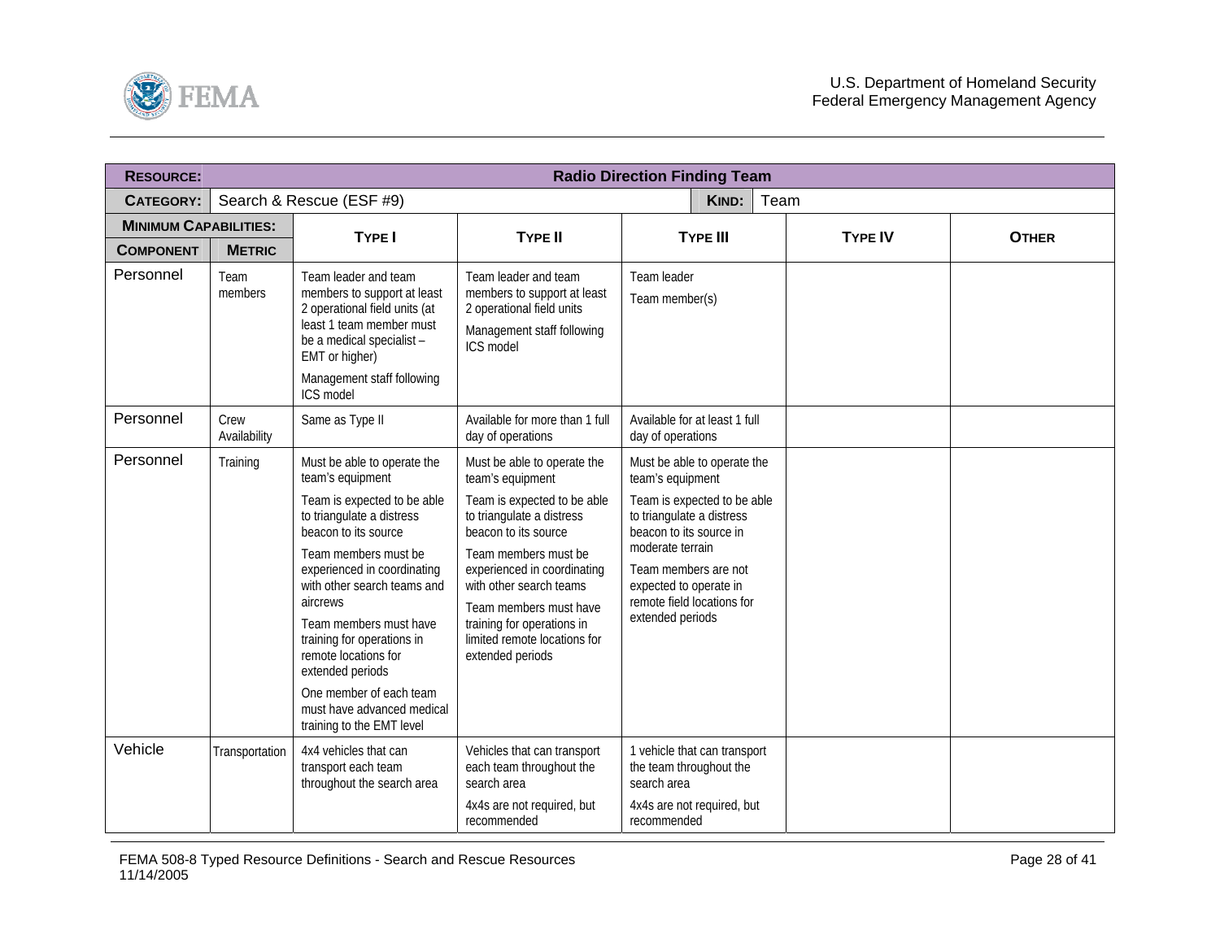| **RESOURCE:** | | **Radio Direction Finding Team** | | | | |
|---|---|---|---|---|---|---|
| **CATEGORY:** | | Search & Rescue (ESF #9) | | **KIND:** Team | | |
| **MINIMUM CAPABILITIES:** | | | | | | |
| **COMPONENT** | **METRIC** | **TYPE I** | **TYPE II** | **TYPE III** | **TYPE IV** | **OTHER** |
| Personnel | Team members | Team leader and team members to support at least 2 operational field units (at least 1 team member must be a medical specialist – EMT or higher)<br><br>Management staff following ICS model | Team leader and team members to support at least 2 operational field units<br><br>Management staff following ICS model | Team leader<br><br>Team member(s) | | |
| Personnel | Crew Availability | Same as Type II | Available for more than 1 full day of operations | Available for at least 1 full day of operations | | |
| Personnel | Training | Must be able to operate the team's equipment<br><br>Team is expected to be able to triangulate a distress beacon to its source<br><br>Team members must be experienced in coordinating with other search teams and aircrews<br><br>Team members must have training for operations in remote locations for extended periods<br><br>One member of each team must have advanced medical training to the EMT level | Must be able to operate the team's equipment<br><br>Team is expected to be able to triangulate a distress beacon to its source<br><br>Team members must be experienced in coordinating with other search teams<br><br>Team members must have training for operations in limited remote locations for extended periods | Must be able to operate the team's equipment<br><br>Team is expected to be able to triangulate a distress beacon to its source in moderate terrain<br><br>Team members are not expected to operate in remote field locations for extended periods | | |
| Vehicle | Transportation | 4x4 vehicles that can transport each team throughout the search area | Vehicles that can transport each team throughout the search area<br><br>4x4s are not required, but recommended | 1 vehicle that can transport the team throughout the search area<br><br>4x4s are not required, but recommended | | |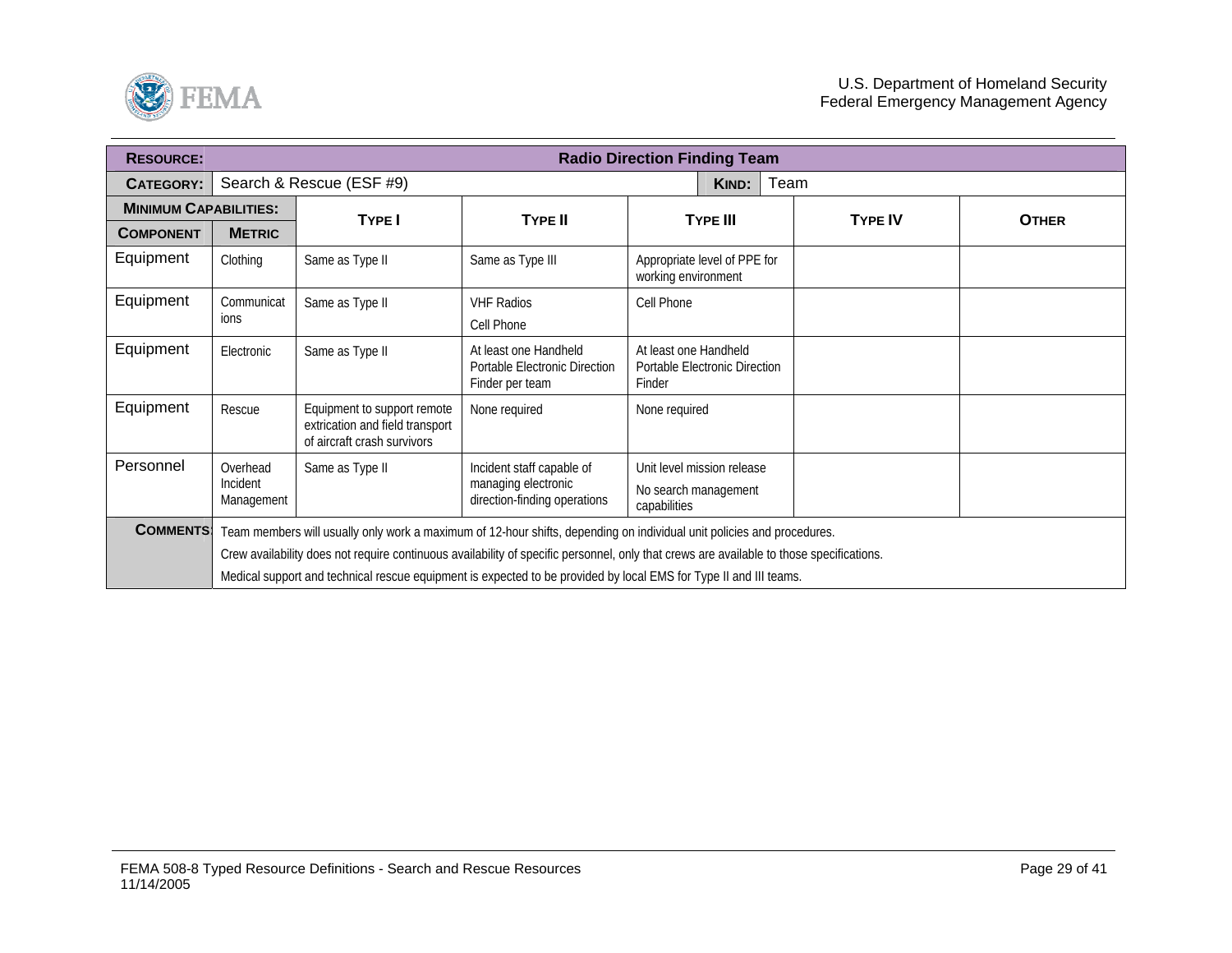| RESOURCE: | Radio Direction Finding Team | | | | |
|---|---|---|---|---|---|
| **CATEGORY:** | Search & Rescue (ESF #9) | | **KIND:** | Team | |
| **MINIMUM CAPABILITIES:** | | | | | |
| **COMPONENT** | **METRIC** | **TYPE I** | **TYPE II** | **TYPE III** | **TYPE IV** | **OTHER** |
| Equipment | Clothing | Same as Type II | Same as Type III | Appropriate level of PPE for working environment | | |
| Equipment | Communications | Same as Type II | VHF Radios<br>Cell Phone | Cell Phone | | |
| Equipment | Electronic | Same as Type II | At least one Handheld Portable Electronic Direction Finder per team | At least one Handheld Portable Electronic Direction Finder | | |
| Equipment | Rescue | Equipment to support remote extrication and field transport of aircraft crash survivors | None required | None required | | |
| Personnel | Overhead Incident Management | Same as Type II | Incident staff capable of managing electronic direction-finding operations | Unit level mission release<br>No search management capabilities | | |
| **COMMENTS:** | Team members will usually only work a maximum of 12-hour shifts, depending on individual unit policies and procedures.<br>Crew availability does not require continuous availability of specific personnel, only that crews are available to those specifications.<br>Medical support and technical rescue equipment is expected to be provided by local EMS for Type II and III teams. | | | | | |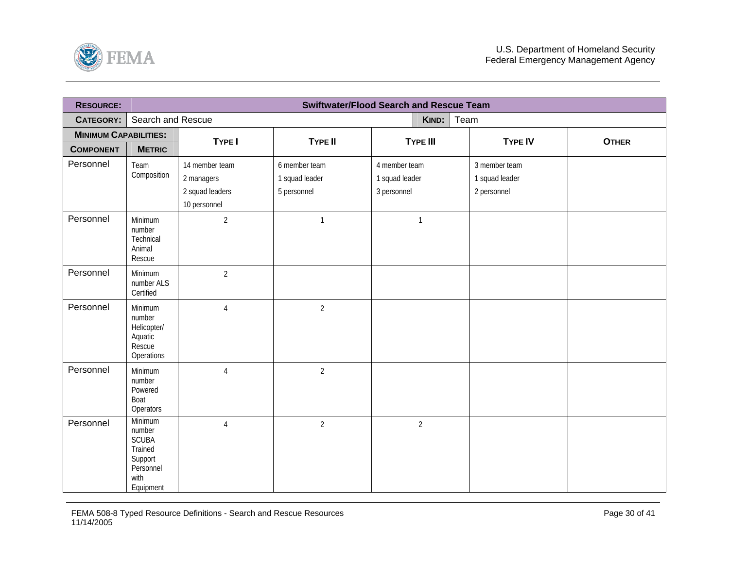| RESOURCE: | Swiftwater/Flood Search and Rescue Team | | | | | |
|---|---|---|---|---|---|---|
| CATEGORY: | Search and Rescue | | | KIND: | Team | |
| MINIMUM CAPABILITIES: | | TYPE I | TYPE II | TYPE III | TYPE IV | OTHER |
| COMPONENT | METRIC | | | | | |
| Personnel | Team Composition | 14 member team<br>2 managers<br>2 squad leaders<br>10 personnel | 6 member team<br>1 squad leader<br>5 personnel | 4 member team<br>1 squad leader<br>3 personnel | 3 member team<br>1 squad leader<br>2 personnel | |
| Personnel | Minimum number Technical Animal Rescue | 2 | 1 | 1 | | |
| Personnel | Minimum number ALS Certified | 2 | | | | |
| Personnel | Minimum number Helicopter/ Aquatic Rescue Operations | 4 | 2 | | | |
| Personnel | Minimum number Powered Boat Operators | 4 | 2 | | | |
| Personnel | Minimum number SCUBA Trained Support Personnel with Equipment | 4 | 2 | 2 | | |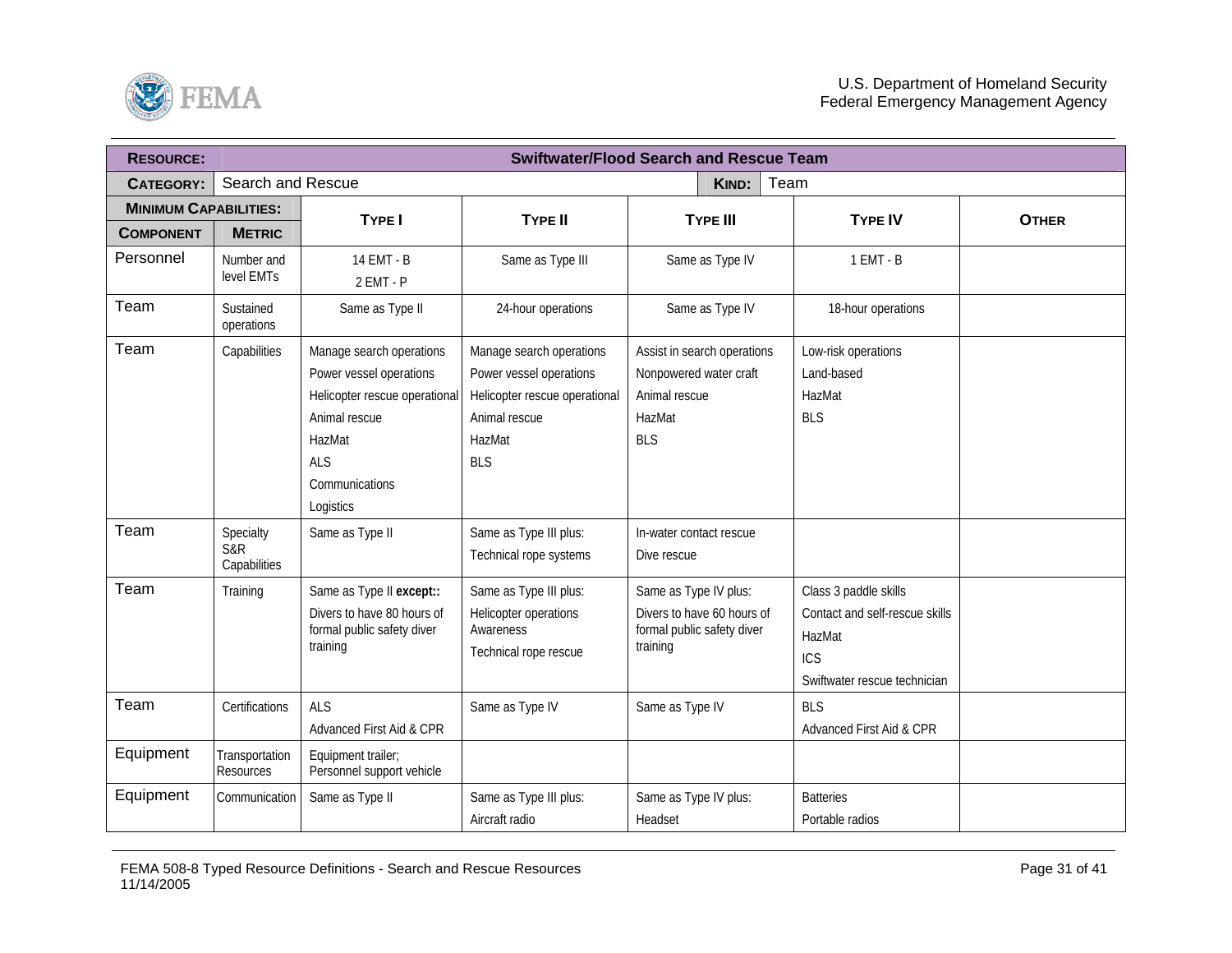| **RESOURCE:** | | **Swiftwater/Flood Search and Rescue Team** | | | | |
|---|---|---|---|---|---|---|
| **CATEGORY:** | Search and Rescue | | | **KIND:** Team | | |
| **MINIMUM CAPABILITIES:** | | **TYPE I** | **TYPE II** | **TYPE III** | **TYPE IV** | **OTHER** |
| **COMPONENT** | **METRIC** | | | | | |
| Personnel | Number and level EMTs | 14 EMT - B<br>2 EMT - P | Same as Type III | Same as Type IV | 1 EMT - B | |
| Team | Sustained operations | Same as Type II | 24-hour operations | Same as Type IV | 18-hour operations | |
| Team | Capabilities | Manage search operations<br>Power vessel operations<br>Helicopter rescue operational<br>Animal rescue<br>HazMat<br>ALS<br>Communications<br>Logistics | Manage search operations<br>Power vessel operations<br>Helicopter rescue operational<br>Animal rescue<br>HazMat<br>BLS | Assist in search operations<br>Nonpowered water craft<br>Animal rescue<br>HazMat<br>BLS | Low-risk operations<br>Land-based<br>HazMat<br>BLS | |
| Team | Specialty S&R Capabilities | Same as Type II | Same as Type III plus:<br>Technical rope systems | In-water contact rescue<br>Dive rescue | | |
| Team | Training | Same as Type II **except::**<br>Divers to have 80 hours of formal public safety diver training | Same as Type III plus:<br>Helicopter operations Awareness<br>Technical rope rescue | Same as Type IV plus:<br>Divers to have 60 hours of formal public safety diver training | Class 3 paddle skills<br>Contact and self-rescue skills<br>HazMat<br>ICS<br>Swiftwater rescue technician | |
| Team | Certifications | ALS<br>Advanced First Aid & CPR | Same as Type IV | Same as Type IV | BLS<br>Advanced First Aid & CPR | |
| Equipment | Transportation Resources | Equipment trailer;<br>Personnel support vehicle | | | | |
| Equipment | Communication | Same as Type II | Same as Type III plus:<br>Aircraft radio | Same as Type IV plus:<br>Headset | Batteries<br>Portable radios | |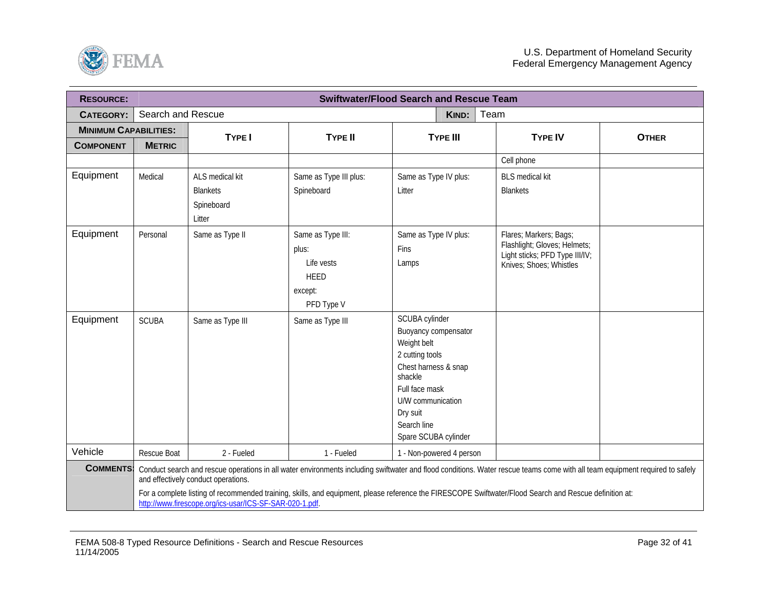| RESOURCE: | Swiftwater/Flood Search and Rescue Team | | | | | |
|---|---|---|---|---|---|---|
| CATEGORY: | Search and Rescue | | | KIND: | Team | |
| MINIMUM CAPABILITIES: | | TYPE I | TYPE II | TYPE III | TYPE IV | OTHER |
| COMPONENT | METRIC | | | | | |
| | | | | | Cell phone | |
| Equipment | Medical | ALS medical kit<br>Blankets<br>Spineboard<br>Litter | Same as Type III plus:<br>Spineboard | Same as Type IV plus:<br>Litter | BLS medical kit<br>Blankets | |
| Equipment | Personal | Same as Type II | Same as Type III:<br>plus:<br>Life vests<br>HEED<br>except:<br>PFD Type V | Same as Type IV plus:<br>Fins<br>Lamps | Flares; Markers; Bags; Flashlight; Gloves; Helmets; Light sticks; PFD Type III/IV; Knives; Shoes; Whistles | |
| Equipment | SCUBA | Same as Type III | Same as Type III | SCUBA cylinder<br>Buoyancy compensator<br>Weight belt<br>2 cutting tools<br>Chest harness & snap shackle<br>Full face mask<br>U/W communication<br>Dry suit<br>Search line<br>Spare SCUBA cylinder | | |
| Vehicle | Rescue Boat | 2 - Fueled | 1 - Fueled | 1 - Non-powered 4 person | | |
| COMMENTS: | Conduct search and rescue operations in all water environments including swiftwater and flood conditions. Water rescue teams come with all team equipment required to safely and effectively conduct operations.<br>For a complete listing of recommended training, skills, and equipment, please reference the FIRESCOPE Swiftwater/Flood Search and Rescue definition at: http://www.firescope.org/ics-usar/ICS-SF-SAR-020-1.pdf. | | | | | |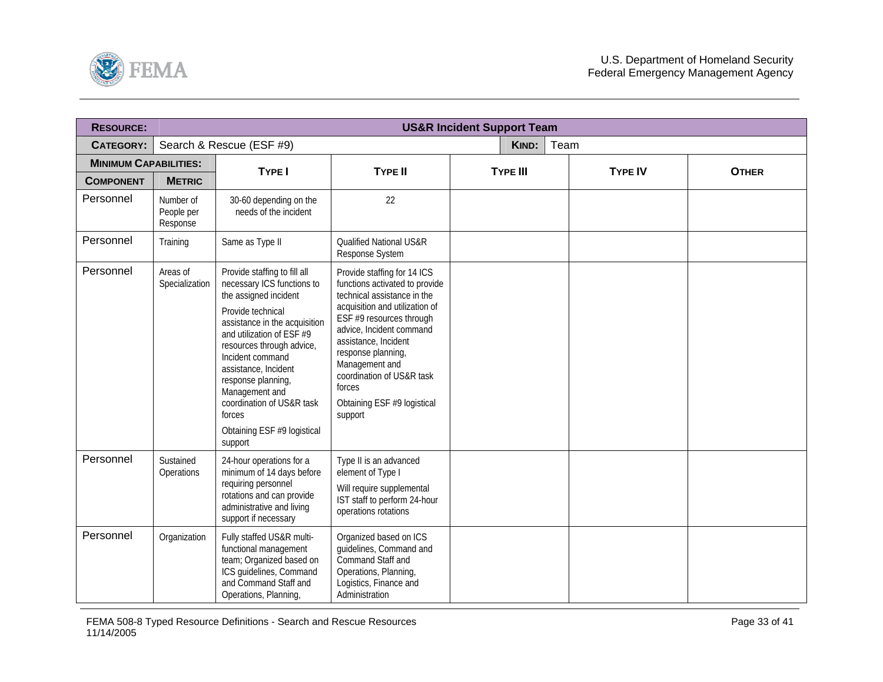| **RESOURCE:** | | **US&R Incident Support Team** | | | | |
|---|---|---|---|---|---|---|
| **CATEGORY:** | Search & Rescue (ESF #9) | | | **KIND:** Team | | |
| **MINIMUM CAPABILITIES:** | | **TYPE I** | **TYPE II** | **TYPE III** | **TYPE IV** | **OTHER** |
| **COMPONENT** | **METRIC** | | | | | |
| Personnel | Number of People per Response | 30-60 depending on the needs of the incident | 22 | | | |
| Personnel | Training | Same as Type II | Qualified National US&R Response System | | | |
| Personnel | Areas of Specialization | Provide staffing to fill all necessary ICS functions to the assigned incident<br><br>Provide technical assistance in the acquisition and utilization of ESF #9 resources through advice, Incident command assistance, Incident response planning, Management and coordination of US&R task forces<br><br>Obtaining ESF #9 logistical support | Provide staffing for 14 ICS functions activated to provide technical assistance in the acquisition and utilization of ESF #9 resources through advice, Incident command assistance, Incident response planning, Management and coordination of US&R task forces<br><br>Obtaining ESF #9 logistical support | | | |
| Personnel | Sustained Operations | 24-hour operations for a minimum of 14 days before requiring personnel rotations and can provide administrative and living support if necessary | Type II is an advanced element of Type I<br><br>Will require supplemental IST staff to perform 24-hour operations rotations | | | |
| Personnel | Organization | Fully staffed US&R multi-functional management team; Organized based on ICS guidelines, Command and Command Staff and Operations, Planning, | Organized based on ICS guidelines, Command and Command Staff and Operations, Planning, Logistics, Finance and Administration | | | |

FEMA 508-8 Typed Resource Definitions - Search and Rescue Resources
11/14/2005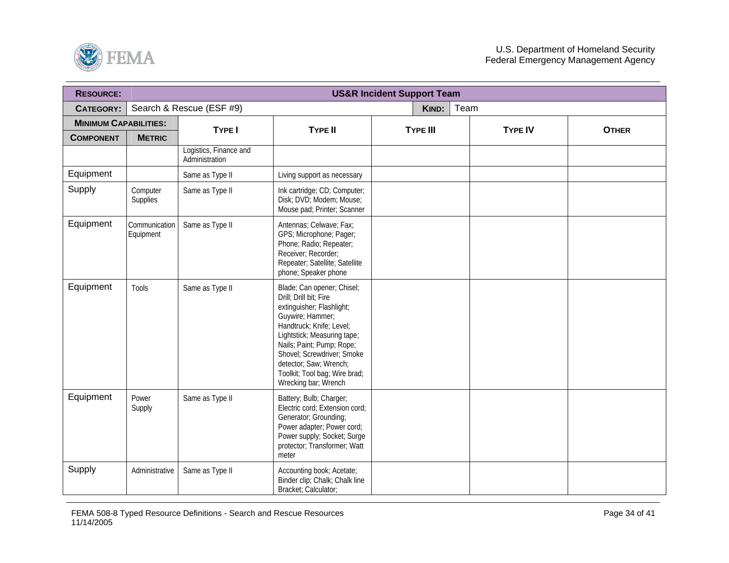| **RESOURCE:** | **US&R Incident Support Team** | | | | | |
|---|---|---|---|---|---|---|
| **CATEGORY:** | Search & Rescue (ESF #9) | | | **KIND:** Team | | |
| **MINIMUM CAPABILITIES:** | | **TYPE I** | **TYPE II** | **TYPE III** | **TYPE IV** | **OTHER** |
| **COMPONENT** | **METRIC** | | | | | |
| | | Logistics, Finance and Administration | | | | |
| Equipment | | Same as Type II | Living support as necessary | | | |
| Supply | Computer Supplies | Same as Type II | Ink cartridge; CD; Computer; Disk; DVD; Modem; Mouse; Mouse pad; Printer; Scanner | | | |
| Equipment | Communication Equipment | Same as Type II | Antennas; Celwave; Fax; GPS; Microphone; Pager; Phone; Radio; Repeater; Receiver; Recorder; Repeater; Satellite; Satellite phone; Speaker phone | | | |
| Equipment | Tools | Same as Type II | Blade; Can opener; Chisel; Drill; Drill bit; Fire extinguisher; Flashlight; Guywire; Hammer; Handtruck; Knife; Level; Lightstick; Measuring tape; Nails; Paint; Pump; Rope; Shovel; Screwdriver; Smoke detector; Saw; Wrench; Toolkit; Tool bag; Wire brad; Wrecking bar; Wrench | | | |
| Equipment | Power Supply | Same as Type II | Battery; Bulb; Charger; Electric cord; Extension cord; Generator; Grounding; Power adapter; Power cord; Power supply; Socket; Surge protector; Transformer; Watt meter | | | |
| Supply | Administrative | Same as Type II | Accounting book; Acetate; Binder clip; Chalk; Chalk line Bracket; Calculator; | | | |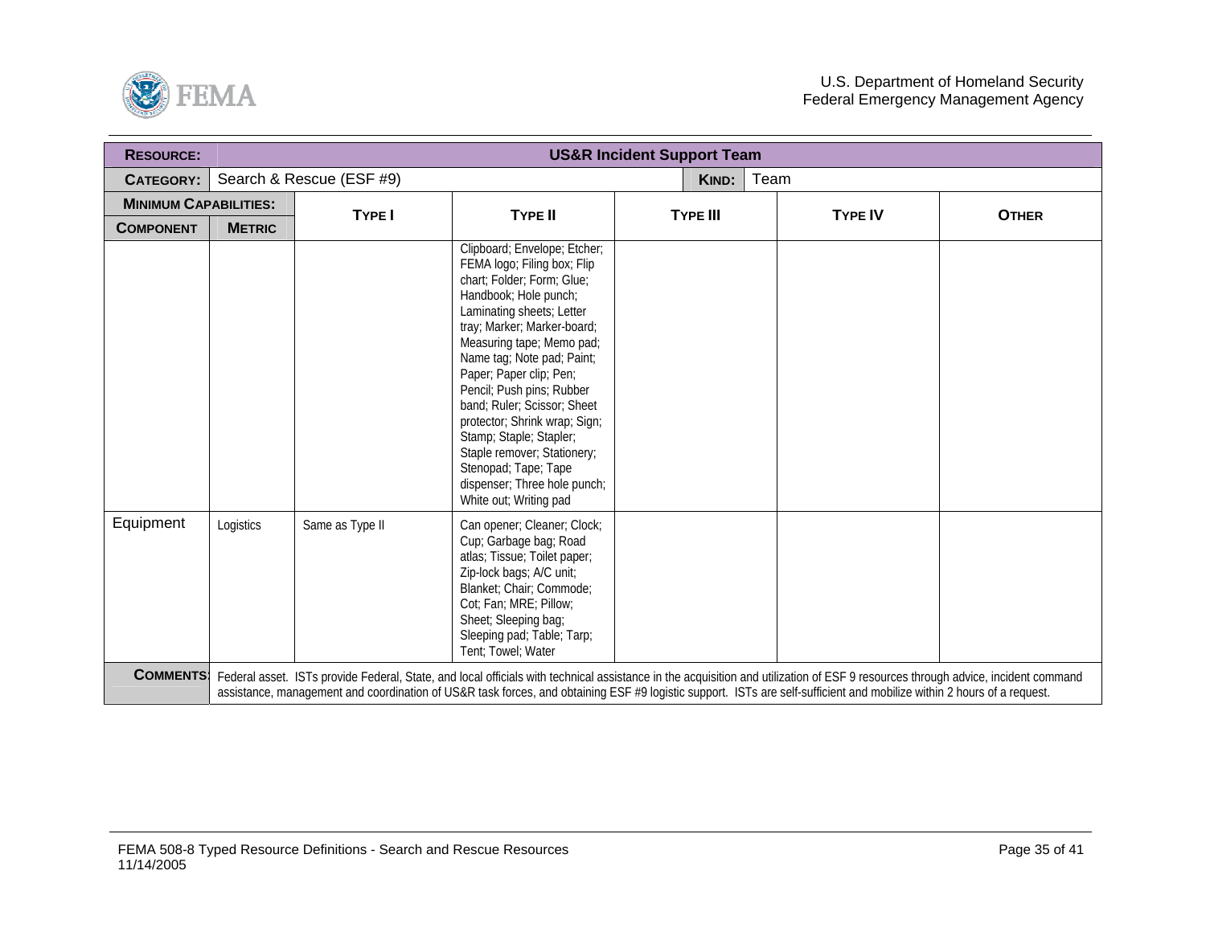| **RESOURCE:** | **US&R Incident Support Team** | | | | |
|---|---|---|---|---|---|
| **CATEGORY:** | Search & Rescue (ESF #9) | | **KIND:** | Team | |

| **MINIMUM CAPABILITIES:** | | **TYPE I** | **TYPE II** | **TYPE III** | **TYPE IV** | **OTHER** |
|---|---|---|---|---|---|---|
| **COMPONENT** | **METRIC** | | | | | |
| | | | Clipboard; Envelope; Etcher; FEMA logo; Filing box; Flip chart; Folder; Form; Glue; Handbook; Hole punch; Laminating sheets; Letter tray; Marker; Marker-board; Measuring tape; Memo pad; Name tag; Note pad; Paint; Paper; Paper clip; Pen; Pencil; Push pins; Rubber band; Ruler; Scissor; Sheet protector; Shrink wrap; Sign; Stamp; Staple; Stapler; Staple remover; Stationery; Stenopad; Tape; Tape dispenser; Three hole punch; White out; Writing pad | | | |
| Equipment | Logistics | Same as Type II | Can opener; Cleaner; Clock; Cup; Garbage bag; Road atlas; Tissue; Toilet paper; Zip-lock bags; A/C unit; Blanket; Chair; Commode; Cot; Fan; MRE; Pillow; Sheet; Sleeping bag; Sleeping pad; Table; Tarp; Tent; Towel; Water | | | |

**COMMENTS:** Federal asset. ISTs provide Federal, State, and local officials with technical assistance in the acquisition and utilization of ESF 9 resources through advice, incident command assistance, management and coordination of US&R task forces, and obtaining ESF #9 logistic support. ISTs are self-sufficient and mobilize within 2 hours of a request.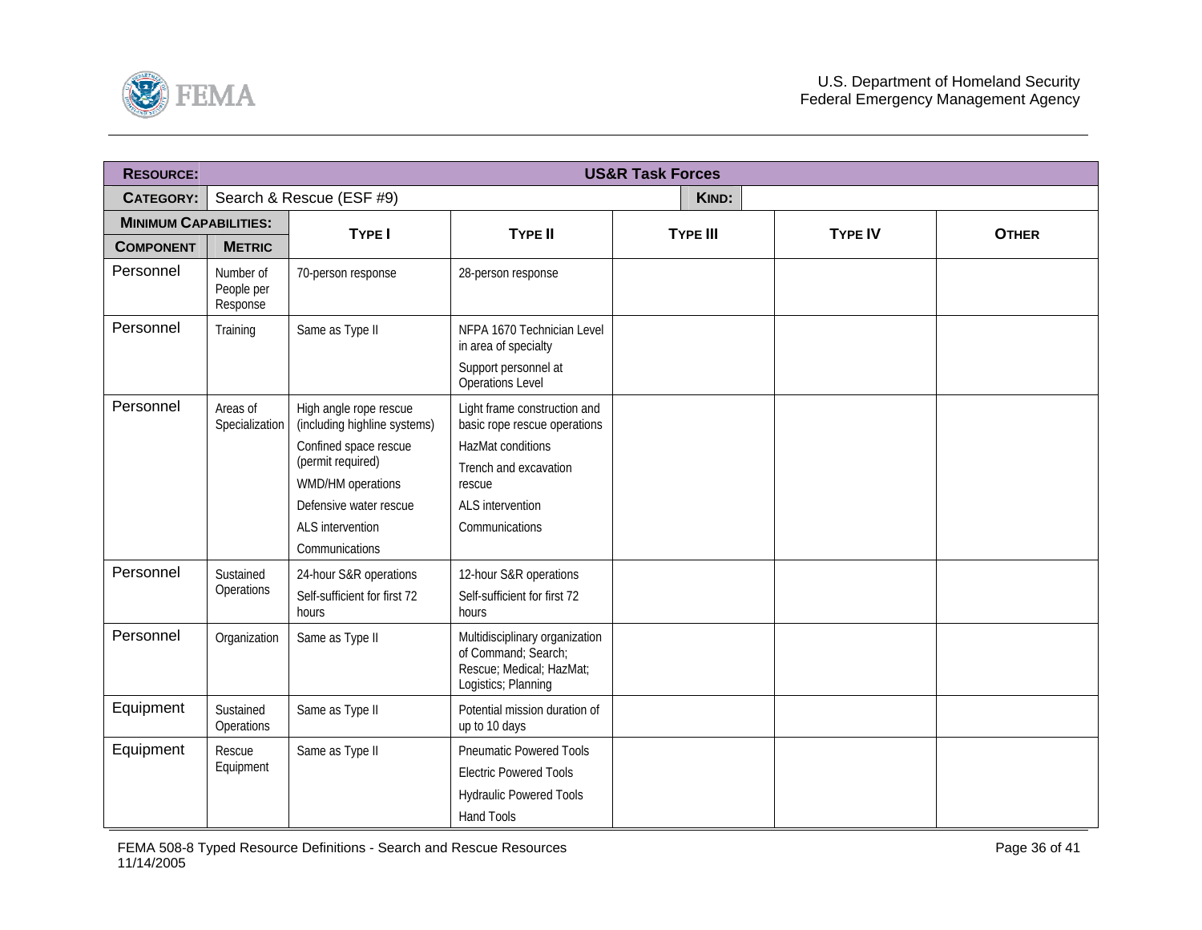| **RESOURCE:** | **US&R Task Forces** | | | | | |
|---|---|---|---|---|---|---|
| **CATEGORY:** | Search & Rescue (ESF #9) | | | **KIND:** | | |
| **MINIMUM CAPABILITIES:** | | **TYPE I** | **TYPE II** | **TYPE III** | **TYPE IV** | **OTHER** |
| **COMPONENT** | **METRIC** | | | | | |
| Personnel | Number of People per Response | 70-person response | 28-person response | | | |
| Personnel | Training | Same as Type II | NFPA 1670 Technician Level in area of specialty<br>Support personnel at Operations Level | | | |
| Personnel | Areas of Specialization | High angle rope rescue (including highline systems)<br>Confined space rescue (permit required)<br>WMD/HM operations<br>Defensive water rescue<br>ALS intervention<br>Communications | Light frame construction and basic rope rescue operations<br>HazMat conditions<br>Trench and excavation rescue<br>ALS intervention<br>Communications | | | |
| Personnel | Sustained Operations | 24-hour S&R operations<br>Self-sufficient for first 72 hours | 12-hour S&R operations<br>Self-sufficient for first 72 hours | | | |
| Personnel | Organization | Same as Type II | Multidisciplinary organization of Command; Search; Rescue; Medical; HazMat; Logistics; Planning | | | |
| Equipment | Sustained Operations | Same as Type II | Potential mission duration of up to 10 days | | | |
| Equipment | Rescue Equipment | Same as Type II | Pneumatic Powered Tools<br>Electric Powered Tools<br>Hydraulic Powered Tools<br>Hand Tools | | | |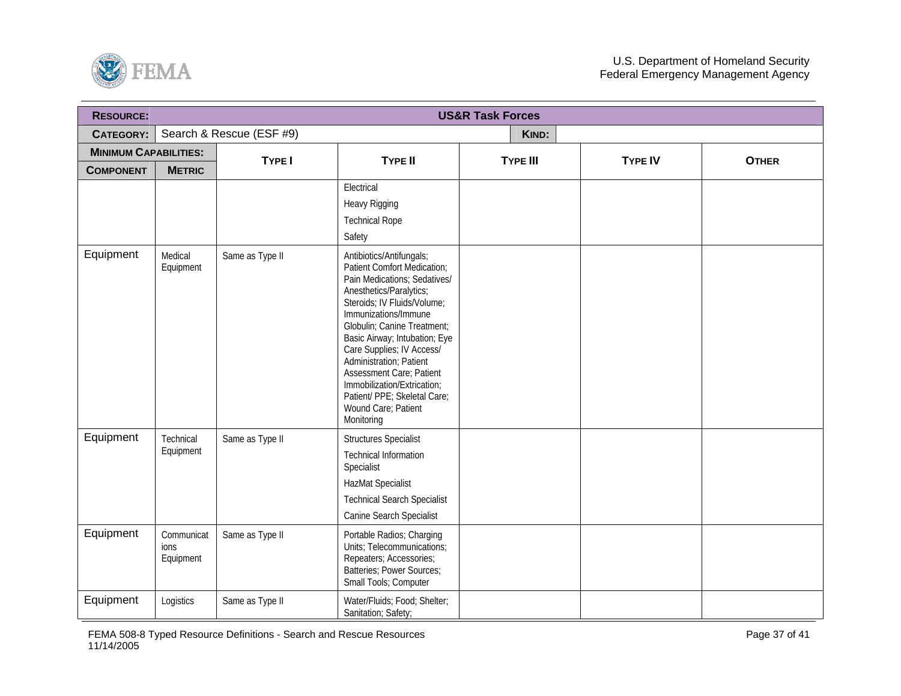| RESOURCE: | US&R Task Forces | | | | |
|---|---|---|---|---|---|
| CATEGORY: | Search & Rescue (ESF #9) | | KIND: | | |
| MINIMUM CAPABILITIES: COMPONENT | METRIC | TYPE I | TYPE II | TYPE III | TYPE IV | OTHER |

| COMPONENT | METRIC | TYPE I | TYPE II | TYPE III | TYPE IV | OTHER |
|---|---|---|---|---|---|---|
| | | | Electrical<br>Heavy Rigging<br>Technical Rope<br>Safety | | | |
| Equipment | Medical Equipment | Same as Type II | Antibiotics/Antifungals; Patient Comfort Medication; Pain Medications; Sedatives/ Anesthetics/Paralytics; Steroids; IV Fluids/Volume; Immunizations/Immune Globulin; Canine Treatment; Basic Airway; Intubation; Eye Care Supplies; IV Access/ Administration; Patient Assessment Care; Patient Immobilization/Extrication; Patient/ PPE; Skeletal Care; Wound Care; Patient Monitoring | | | |
| Equipment | Technical Equipment | Same as Type II | Structures Specialist<br>Technical Information Specialist<br>HazMat Specialist<br>Technical Search Specialist<br>Canine Search Specialist | | | |
| Equipment | Communications Equipment | Same as Type II | Portable Radios; Charging Units; Telecommunications; Repeaters; Accessories; Batteries; Power Sources; Small Tools; Computer | | | |
| Equipment | Logistics | Same as Type II | Water/Fluids; Food; Shelter; Sanitation; Safety; | | | |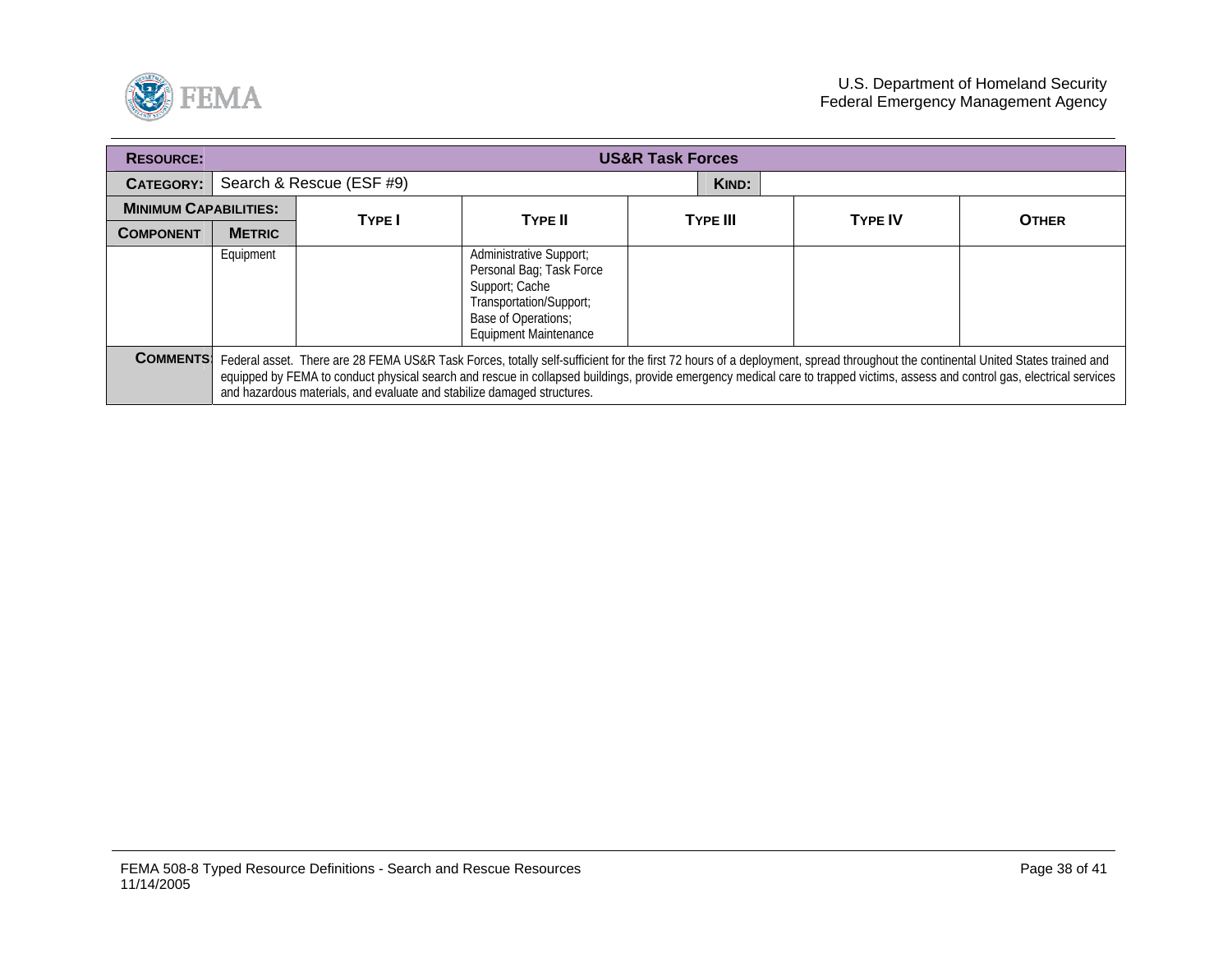| **RESOURCE:** | **US&R Task Forces** | | | | |
|---|---|---|---|---|---|
| **CATEGORY:** | Search & Rescue (ESF #9) | | | **KIND:** | |
| **MINIMUM CAPABILITIES:** | | **TYPE I** | **TYPE II** | **TYPE III** | **TYPE IV** | **OTHER** |
| **COMPONENT** | **METRIC** | | | | | |
| | Equipment | | Administrative Support; Personal Bag; Task Force Support; Cache Transportation/Support; Base of Operations; Equipment Maintenance | | | |
| **COMMENTS:** | Federal asset. There are 28 FEMA US&R Task Forces, totally self-sufficient for the first 72 hours of a deployment, spread throughout the continental United States trained and equipped by FEMA to conduct physical search and rescue in collapsed buildings, provide emergency medical care to trapped victims, assess and control gas, electrical services and hazardous materials, and evaluate and stabilize damaged structures. | | | | | |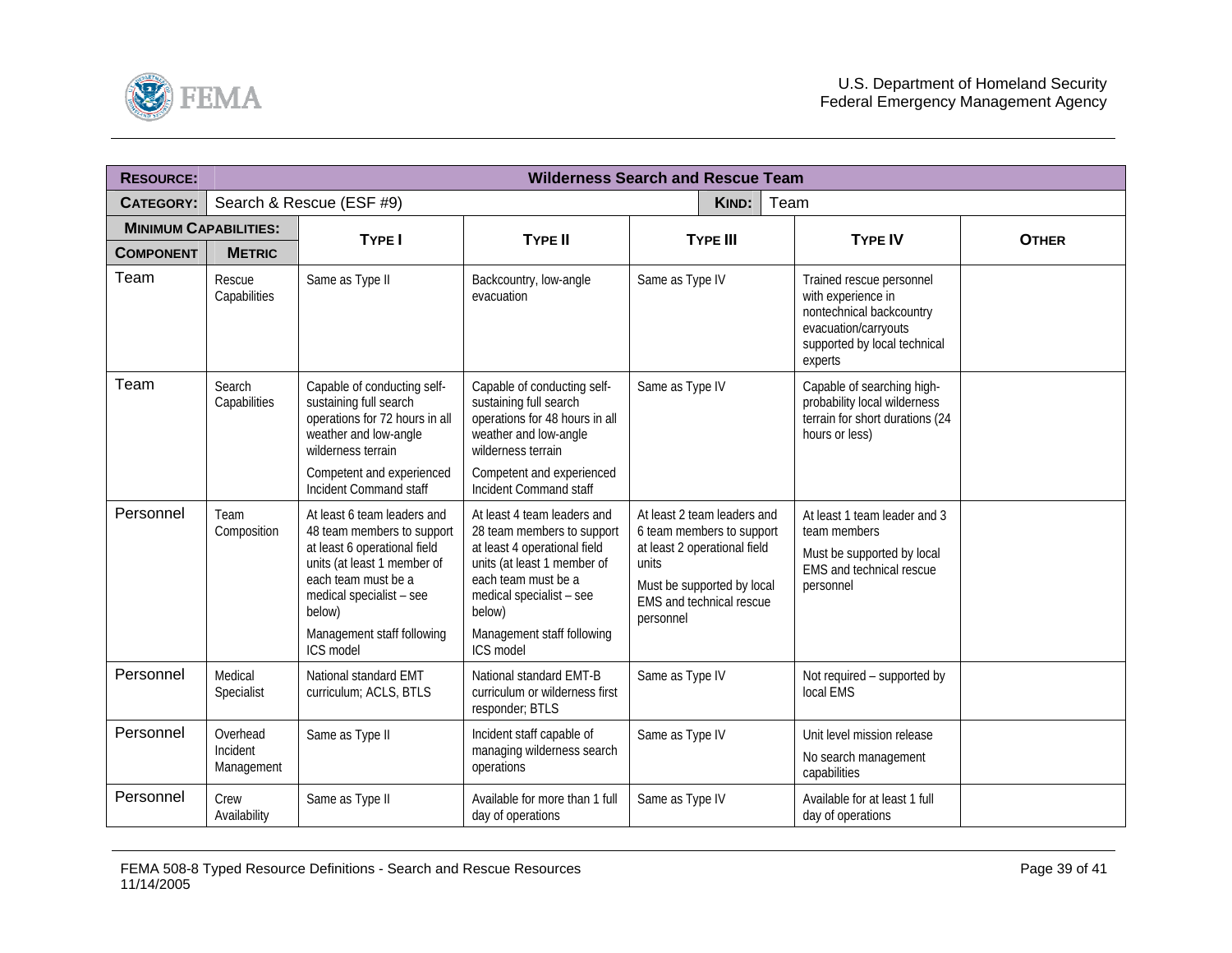| **RESOURCE:** | | **Wilderness Search and Rescue Team** | | | | |
|---|---|---|---|---|---|---|
| **CATEGORY:** | | Search & Rescue (ESF #9) | | **KIND:** | Team | |
| **MINIMUM CAPABILITIES:** | | | | | | |
| **COMPONENT** | **METRIC** | **TYPE I** | **TYPE II** | **TYPE III** | **TYPE IV** | **OTHER** |
| Team | Rescue Capabilities | Same as Type II | Backcountry, low-angle evacuation | Same as Type IV | Trained rescue personnel with experience in nontechnical backcountry evacuation/carryouts supported by local technical experts | |
| Team | Search Capabilities | Capable of conducting self-sustaining full search operations for 72 hours in all weather and low-angle wilderness terrain<br>Competent and experienced Incident Command staff | Capable of conducting self-sustaining full search operations for 48 hours in all weather and low-angle wilderness terrain<br>Competent and experienced Incident Command staff | Same as Type IV | Capable of searching high-probability local wilderness terrain for short durations (24 hours or less) | |
| Personnel | Team Composition | At least 6 team leaders and 48 team members to support at least 6 operational field units (at least 1 member of each team must be a medical specialist – see below)<br>Management staff following ICS model | At least 4 team leaders and 28 team members to support at least 4 operational field units (at least 1 member of each team must be a medical specialist – see below)<br>Management staff following ICS model | At least 2 team leaders and 6 team members to support at least 2 operational field units<br>Must be supported by local EMS and technical rescue personnel | At least 1 team leader and 3 team members<br>Must be supported by local EMS and technical rescue personnel | |
| Personnel | Medical Specialist | National standard EMT curriculum; ACLS, BTLS | National standard EMT-B curriculum or wilderness first responder; BTLS | Same as Type IV | Not required – supported by local EMS | |
| Personnel | Overhead Incident Management | Same as Type II | Incident staff capable of managing wilderness search operations | Same as Type IV | Unit level mission release<br>No search management capabilities | |
| Personnel | Crew Availability | Same as Type II | Available for more than 1 full day of operations | Same as Type IV | Available for at least 1 full day of operations | |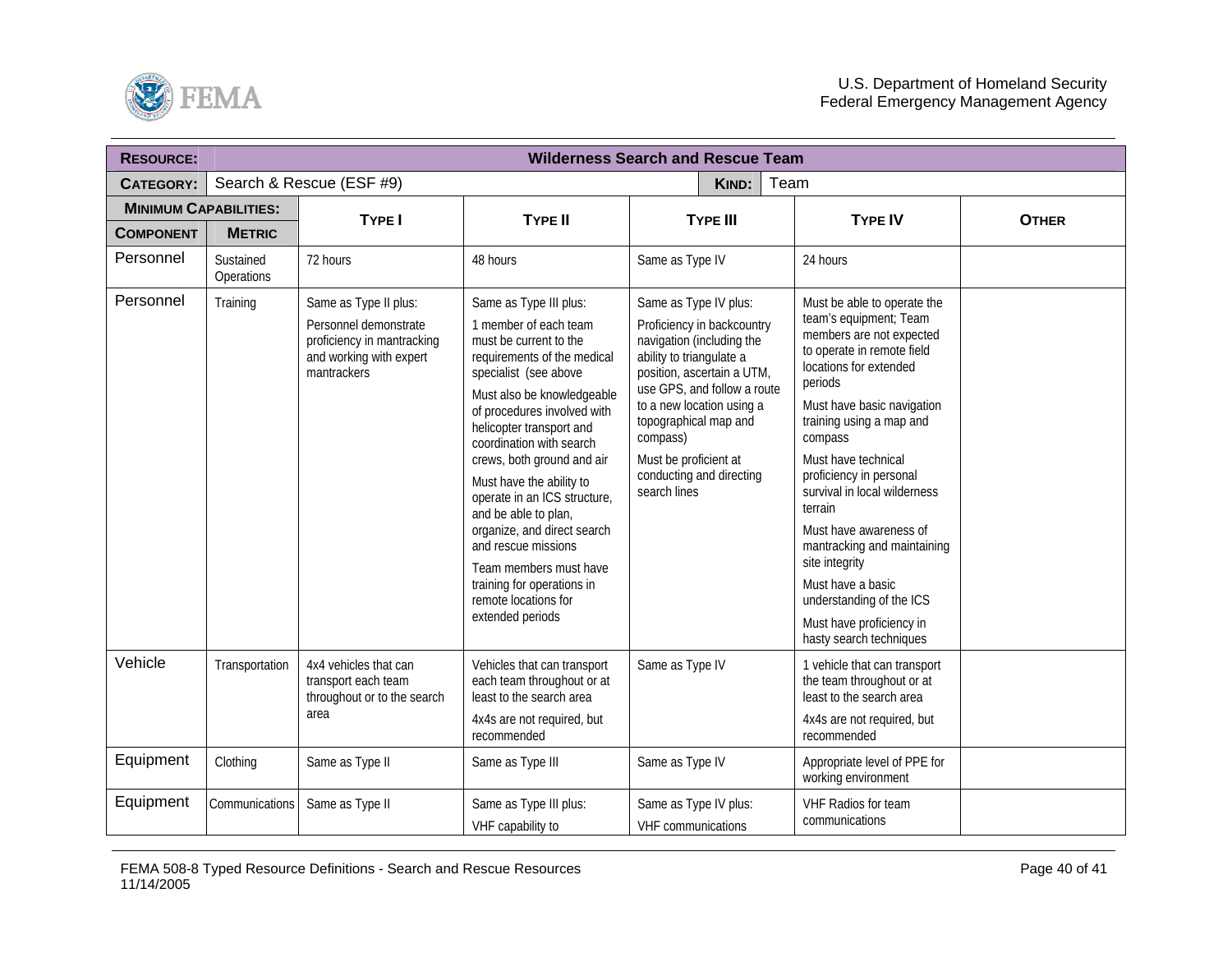| **RESOURCE:** | | **Wilderness Search and Rescue Team** | | | | |
|---|---|---|---|---|---|---|
| **CATEGORY:** | Search & Rescue (ESF #9) | | | **KIND:** Team | | |
| **MINIMUM CAPABILITIES:** | | **TYPE I** | **TYPE II** | **TYPE III** | **TYPE IV** | **OTHER** |
| **COMPONENT** | **METRIC** | | | | | |
| Personnel | Sustained Operations | 72 hours | 48 hours | Same as Type IV | 24 hours | |
| Personnel | Training | Same as Type II plus: Personnel demonstrate proficiency in mantracking and working with expert mantrackers | Same as Type III plus: 1 member of each team must be current to the requirements of the medical specialist (see above Must also be knowledgeable of procedures involved with helicopter transport and coordination with search crews, both ground and air Must have the ability to operate in an ICS structure, and be able to plan, organize, and direct search and rescue missions Team members must have training for operations in remote locations for extended periods | Same as Type IV plus: Proficiency in backcountry navigation (including the ability to triangulate a position, ascertain a UTM, use GPS, and follow a route to a new location using a topographical map and compass) Must be proficient at conducting and directing search lines | Must be able to operate the team's equipment; Team members are not expected to operate in remote field locations for extended periods Must have basic navigation training using a map and compass Must have technical proficiency in personal survival in local wilderness terrain Must have awareness of mantracking and maintaining site integrity Must have a basic understanding of the ICS Must have proficiency in hasty search techniques | |
| Vehicle | Transportation | 4x4 vehicles that can transport each team throughout or to the search area | Vehicles that can transport each team throughout or at least to the search area 4x4s are not required, but recommended | Same as Type IV | 1 vehicle that can transport the team throughout or at least to the search area 4x4s are not required, but recommended | |
| Equipment | Clothing | Same as Type II | Same as Type III | Same as Type IV | Appropriate level of PPE for working environment | |
| Equipment | Communications | Same as Type II | Same as Type III plus: VHF capability to | Same as Type IV plus: VHF communications | VHF Radios for team communications | |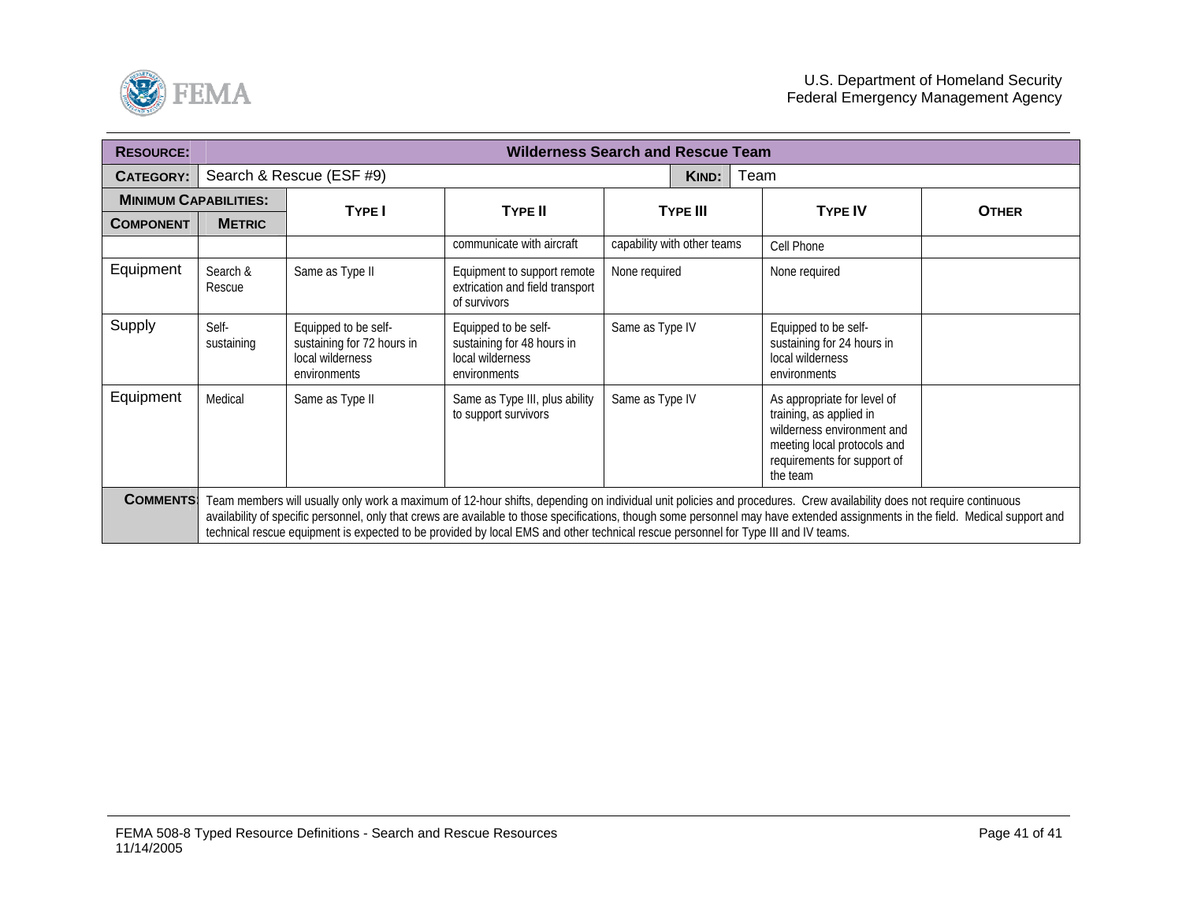| RESOURCE: | Wilderness Search and Rescue Team | | | | | |
|---|---|---|---|---|---|---|
| CATEGORY: | Search & Rescue (ESF #9) | | | KIND: | Team | |
| MINIMUM CAPABILITIES: | | TYPE I | TYPE II | TYPE III | TYPE IV | OTHER |
| COMPONENT | METRIC | | | | | |
| | | | communicate with aircraft | capability with other teams | Cell Phone | |
| Equipment | Search & Rescue | Same as Type II | Equipment to support remote extrication and field transport of survivors | None required | None required | |
| Supply | Self-sustaining | Equipped to be self-sustaining for 72 hours in local wilderness environments | Equipped to be self-sustaining for 48 hours in local wilderness environments | Same as Type IV | Equipped to be self-sustaining for 24 hours in local wilderness environments | |
| Equipment | Medical | Same as Type II | Same as Type III, plus ability to support survivors | Same as Type IV | As appropriate for level of training, as applied in wilderness environment and meeting local protocols and requirements for support of the team | |
| COMMENTS: | Team members will usually only work a maximum of 12-hour shifts, depending on individual unit policies and procedures. Crew availability does not require continuous availability of specific personnel, only that crews are available to those specifications, though some personnel may have extended assignments in the field. Medical support and technical rescue equipment is expected to be provided by local EMS and other technical rescue personnel for Type III and IV teams. | | | | | |